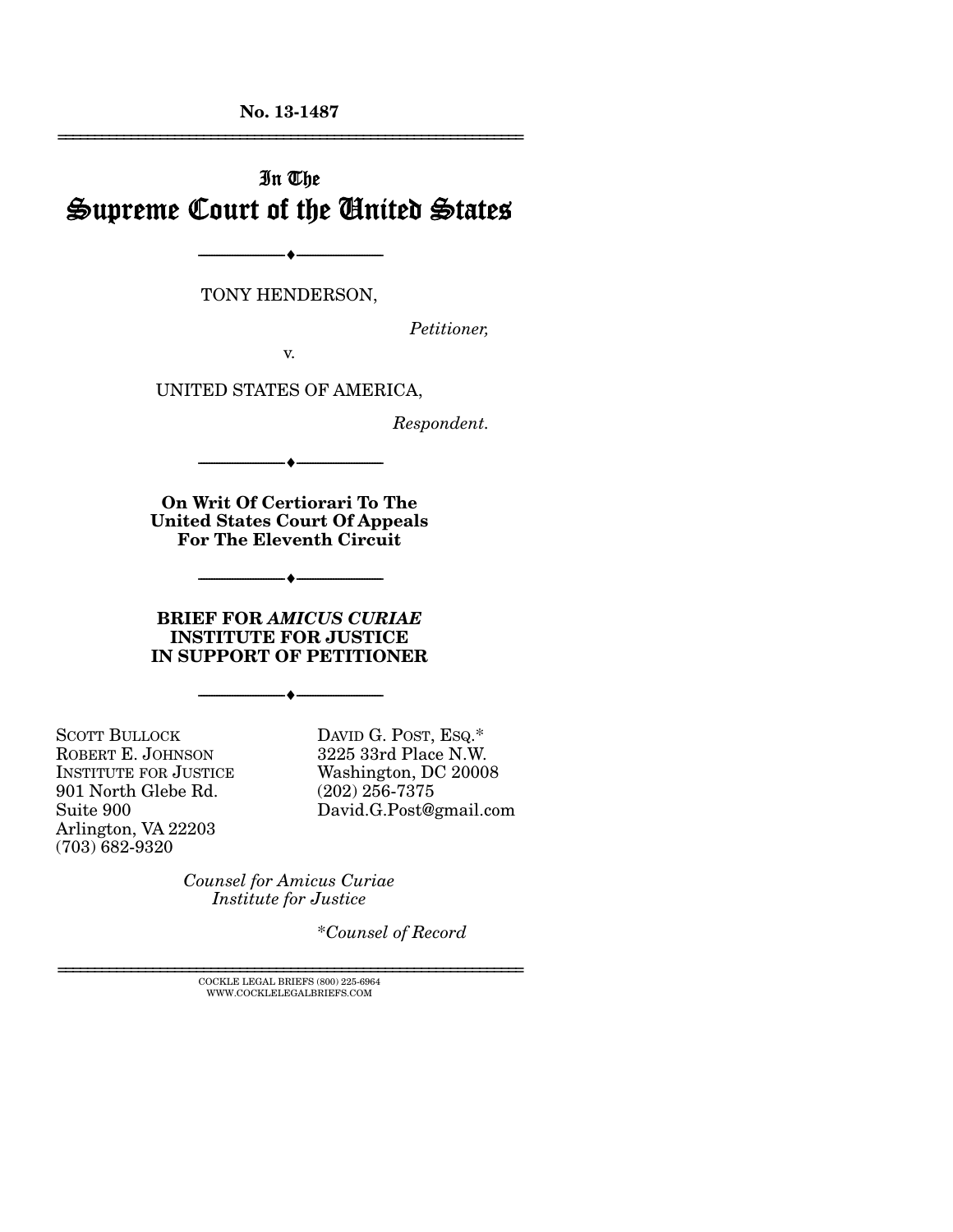No. 13-1487

---

# In The Supreme Court of the United States

---

TONY HENDERSON,

*Petitioner,*

v.

UNITED STATES OF AMERICA,

*Respondent.*

---

**On Writ Of Certiorari To The United States Court Of Appeals For The Eleventh Circuit**

---

**BRIEF FOR *AMICUS CURIAE* INSTITUTE FOR JUSTICE IN SUPPORT OF PETITIONER**

---

SCOTT BULLOCK
ROBERT E. JOHNSON
INSTITUTE FOR JUSTICE
901 North Glebe Rd.
Suite 900
Arlington, VA 22203
(703) 682-9320

DAVID G. POST, ESQ.*
3225 33rd Place N.W.
Washington, DC 20008
(202) 256-7375
David.G.Post@gmail.com

*Counsel for Amicus Curiae Institute for Justice*

*\*Counsel of Record*

---

COCKLE LEGAL BRIEFS (800) 225-6964
WWW.COCKLELEGALBRIEFS.COM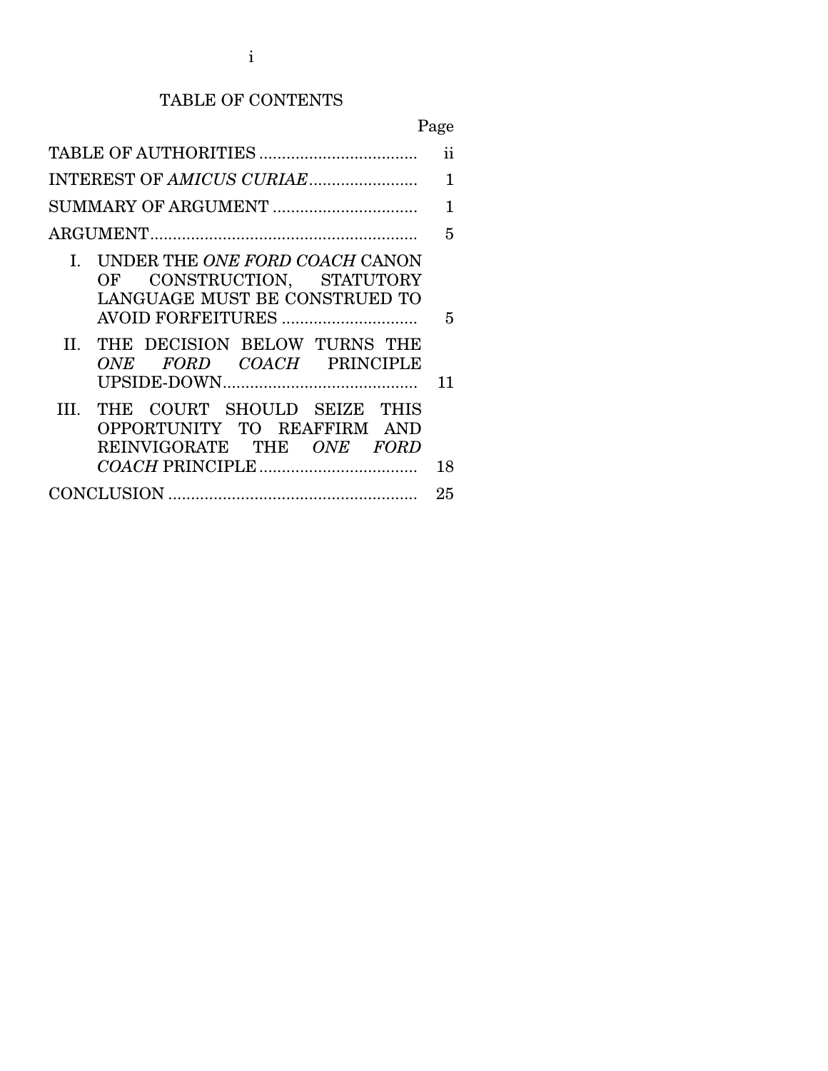# TABLE OF CONTENTS

| | Page |
|---|---|
| TABLE OF AUTHORITIES | ii |
| INTEREST OF *AMICUS CURIAE* | 1 |
| SUMMARY OF ARGUMENT | 1 |
| ARGUMENT | 5 |
| I. UNDER THE *ONE FORD COACH* CANON OF CONSTRUCTION, STATUTORY LANGUAGE MUST BE CONSTRUED TO AVOID FORFEITURES | 5 |
| II. THE DECISION BELOW TURNS THE *ONE FORD COACH* PRINCIPLE UPSIDE-DOWN | 11 |
| III. THE COURT SHOULD SEIZE THIS OPPORTUNITY TO REAFFIRM AND REINVIGORATE THE *ONE FORD COACH* PRINCIPLE | 18 |
| CONCLUSION | 25 |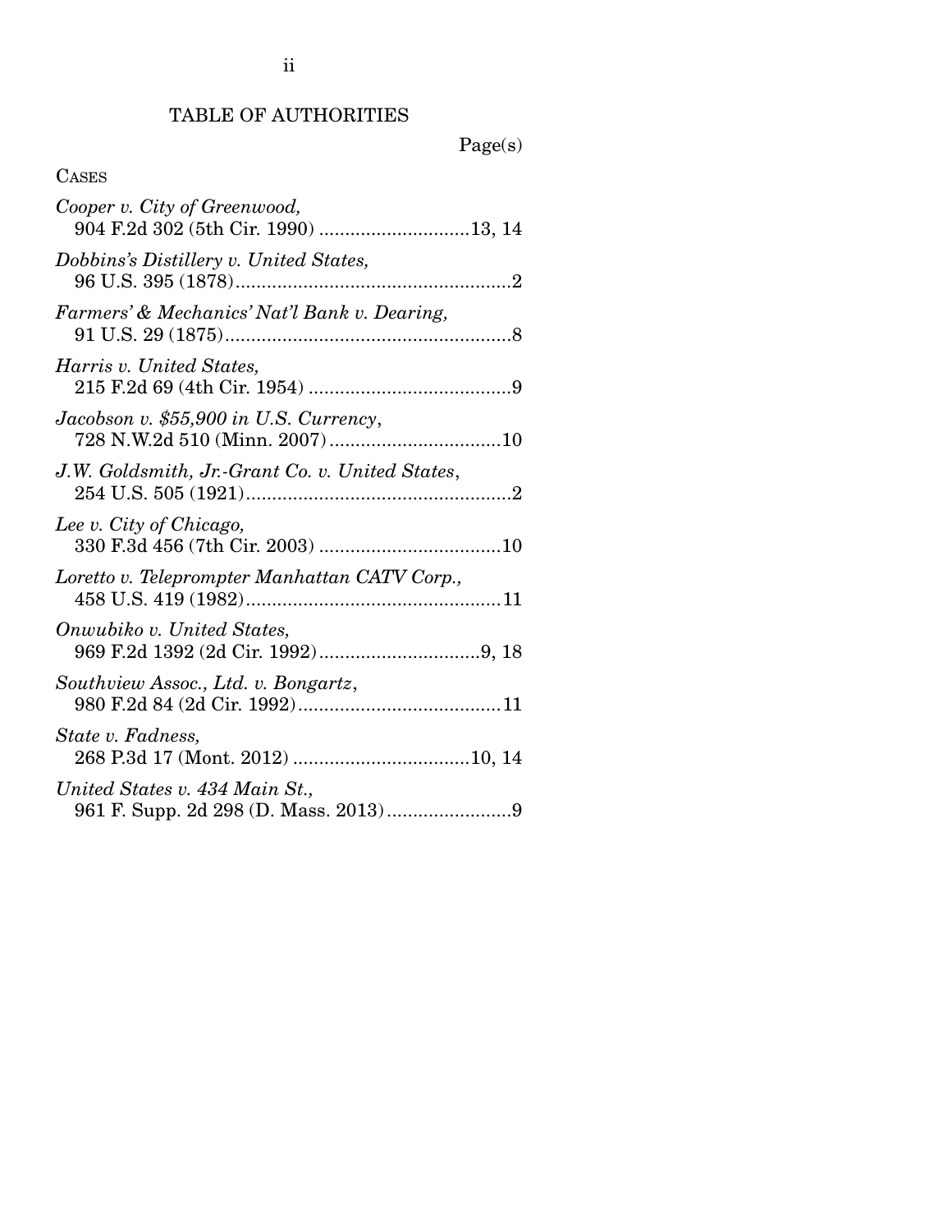# TABLE OF AUTHORITIES

Page(s)

CASES

*Cooper v. City of Greenwood*, 904 F.2d 302 (5th Cir. 1990) ............................13, 14

*Dobbins's Distillery v. United States*, 96 U.S. 395 (1878)......................................................2

*Farmers' & Mechanics' Nat'l Bank v. Dearing*, 91 U.S. 29 (1875)........................................................8

*Harris v. United States*, 215 F.2d 69 (4th Cir. 1954) ........................................9

*Jacobson v. $55,900 in U.S. Currency*, 728 N.W.2d 510 (Minn. 2007)................................10

*J.W. Goldsmith, Jr.-Grant Co. v. United States*, 254 U.S. 505 (1921)....................................................2

*Lee v. City of Chicago*, 330 F.3d 456 (7th Cir. 2003) ....................................10

*Loretto v. Teleprompter Manhattan CATV Corp.*, 458 U.S. 419 (1982)..................................................11

*Onwubiko v. United States*, 969 F.2d 1392 (2d Cir. 1992)...............................9, 18

*Southview Assoc., Ltd. v. Bongartz*, 980 F.2d 84 (2d Cir. 1992)........................................11

*State v. Fadness*, 268 P.3d 17 (Mont. 2012) ..................................10, 14

*United States v. 434 Main St.*, 961 F. Supp. 2d 298 (D. Mass. 2013)........................9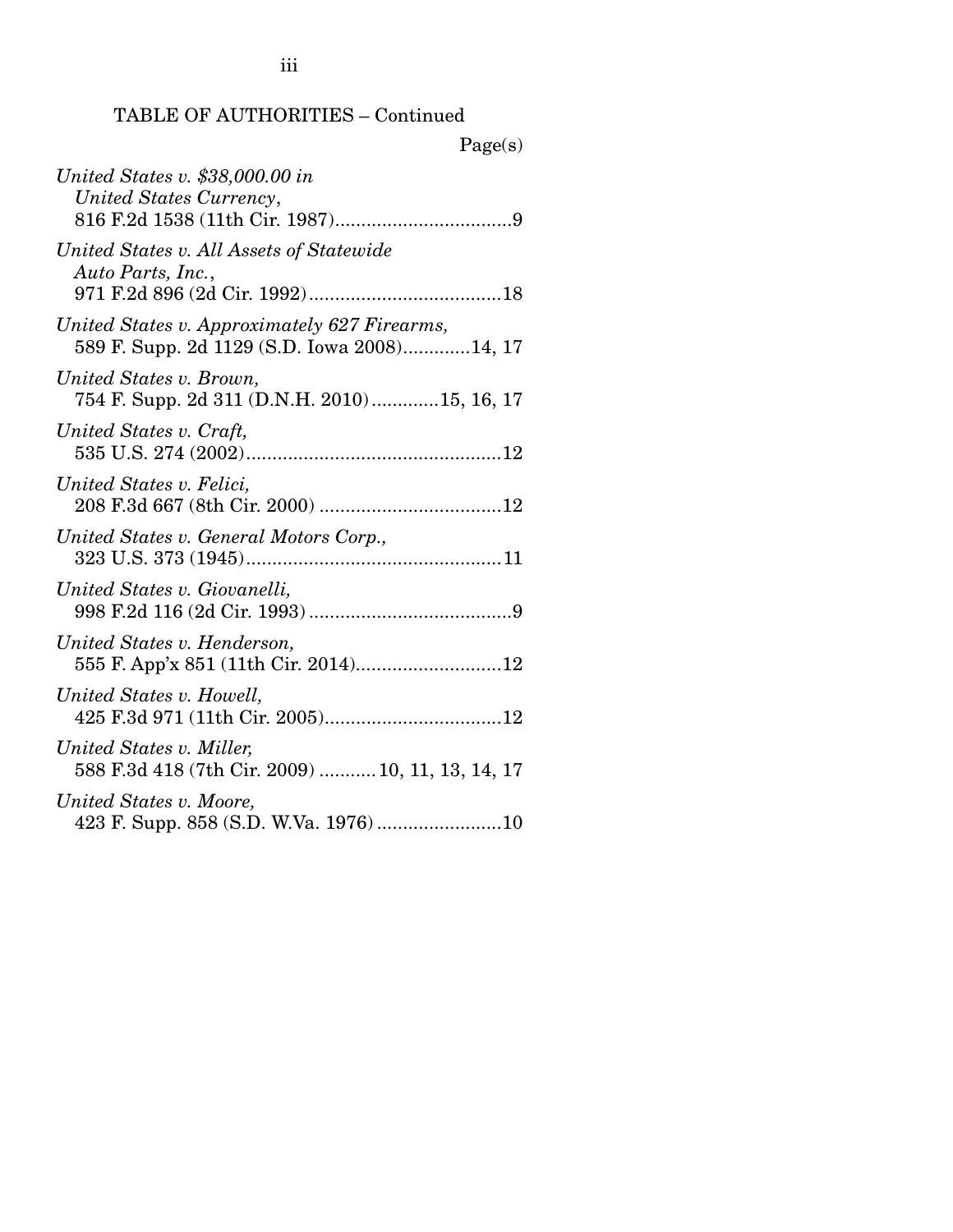TABLE OF AUTHORITIES – Continued

Page(s)

*United States v. $38,000.00 in United States Currency*, 816 F.2d 1538 (11th Cir. 1987)..................................9

*United States v. All Assets of Statewide Auto Parts, Inc.*, 971 F.2d 896 (2d Cir. 1992).....................................18

*United States v. Approximately 627 Firearms*, 589 F. Supp. 2d 1129 (S.D. Iowa 2008).............14, 17

*United States v. Brown*, 754 F. Supp. 2d 311 (D.N.H. 2010).............15, 16, 17

*United States v. Craft*, 535 U.S. 274 (2002).................................................12

*United States v. Felici*, 208 F.3d 667 (8th Cir. 2000) ...................................12

*United States v. General Motors Corp.*, 323 U.S. 373 (1945).................................................11

*United States v. Giovanelli*, 998 F.2d 116 (2d Cir. 1993) .......................................9

*United States v. Henderson*, 555 F. App'x 851 (11th Cir. 2014)............................12

*United States v. Howell*, 425 F.3d 971 (11th Cir. 2005)..................................12

*United States v. Miller*, 588 F.3d 418 (7th Cir. 2009) ........... 10, 11, 13, 14, 17

*United States v. Moore*, 423 F. Supp. 858 (S.D. W.Va. 1976) ........................10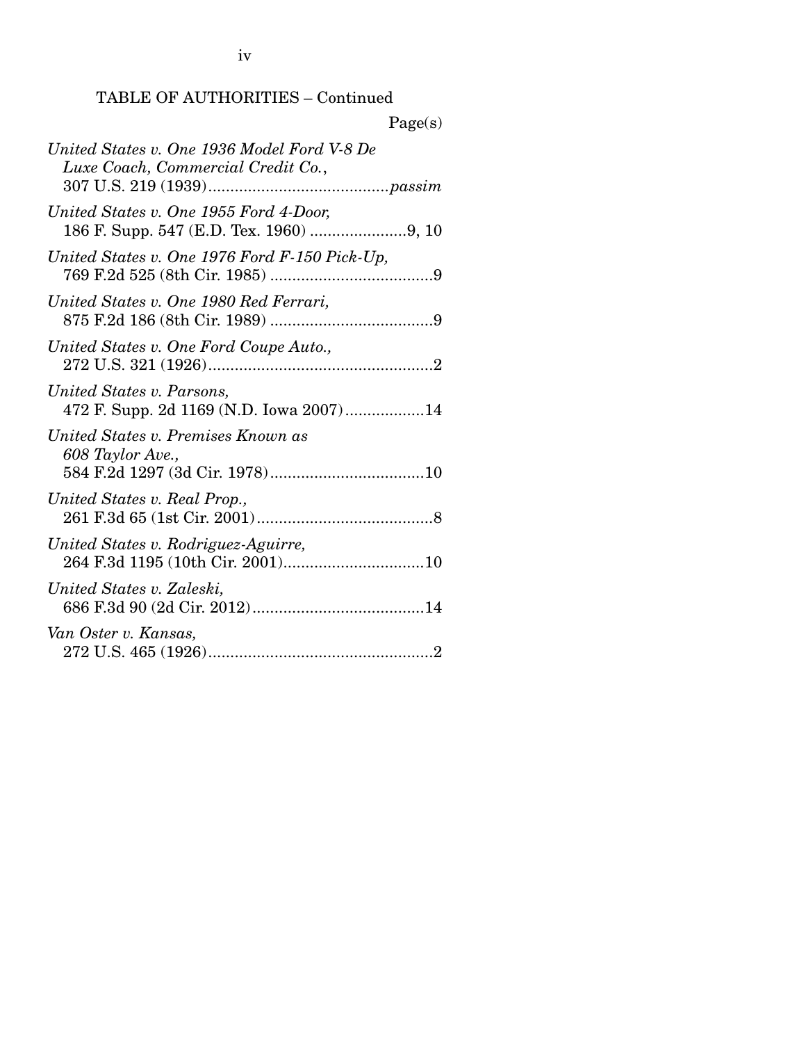TABLE OF AUTHORITIES – Continued

Page(s)

*United States v. One 1936 Model Ford V-8 De Luxe Coach, Commercial Credit Co.*, 307 U.S. 219 (1939)........................................*passim*

*United States v. One 1955 Ford 4-Door,* 186 F. Supp. 547 (E.D. Tex. 1960) ......................9, 10

*United States v. One 1976 Ford F-150 Pick-Up,* 769 F.2d 525 (8th Cir. 1985) .....................................9

*United States v. One 1980 Red Ferrari,* 875 F.2d 186 (8th Cir. 1989) .....................................9

*United States v. One Ford Coupe Auto.,* 272 U.S. 321 (1926)...................................................2

*United States v. Parsons,* 472 F. Supp. 2d 1169 (N.D. Iowa 2007)..................14

*United States v. Premises Known as 608 Taylor Ave.,* 584 F.2d 1297 (3d Cir. 1978)...................................10

*United States v. Real Prop.,* 261 F.3d 65 (1st Cir. 2001)........................................8

*United States v. Rodriguez-Aguirre,* 264 F.3d 1195 (10th Cir. 2001)................................10

*United States v. Zaleski,* 686 F.3d 90 (2d Cir. 2012).......................................14

*Van Oster v. Kansas,* 272 U.S. 465 (1926)...................................................2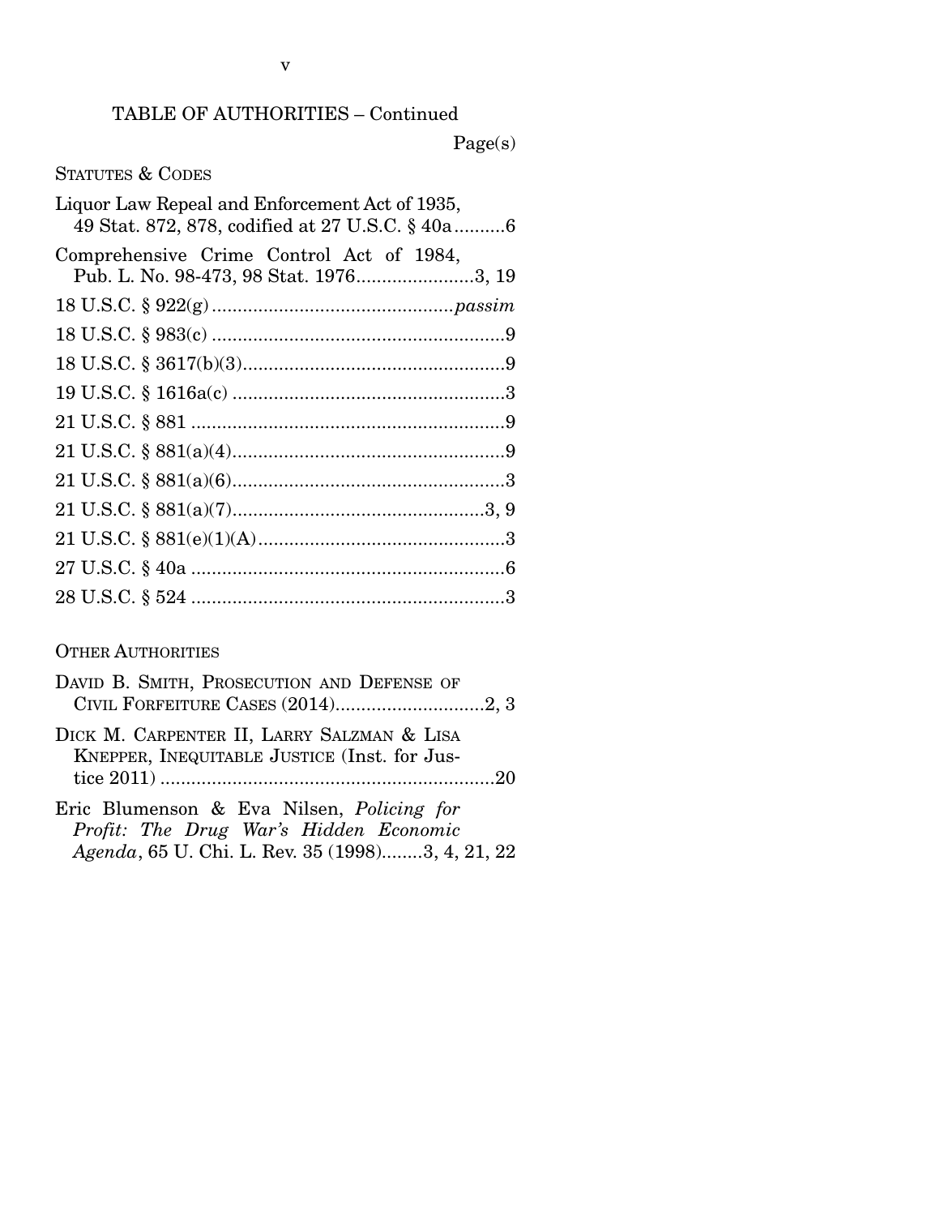TABLE OF AUTHORITIES – Continued

Page(s)

STATUTES & CODES

Liquor Law Repeal and Enforcement Act of 1935, 49 Stat. 872, 878, codified at 27 U.S.C. § 40a..........6

Comprehensive Crime Control Act of 1984, Pub. L. No. 98-473, 98 Stat. 1976.......................3, 19

18 U.S.C. § 922(g)..............................................*passim*

18 U.S.C. § 983(c).........................................................9

18 U.S.C. § 3617(b)(3)...................................................9

19 U.S.C. § 1616a(c).....................................................3

21 U.S.C. § 881.............................................................9

21 U.S.C. § 881(a)(4).....................................................9

21 U.S.C. § 881(a)(6).....................................................3

21 U.S.C. § 881(a)(7)................................................3, 9

21 U.S.C. § 881(e)(1)(A)................................................3

27 U.S.C. § 40a.............................................................6

28 U.S.C. § 524.............................................................3

OTHER AUTHORITIES

DAVID B. SMITH, PROSECUTION AND DEFENSE OF CIVIL FORFEITURE CASES (2014).............................2, 3

DICK M. CARPENTER II, LARRY SALZMAN & LISA KNEPPER, INEQUITABLE JUSTICE (Inst. for Justice 2011).................................................................20

Eric Blumenson & Eva Nilsen, *Policing for Profit: The Drug War's Hidden Economic Agenda*, 65 U. Chi. L. Rev. 35 (1998)........3, 4, 21, 22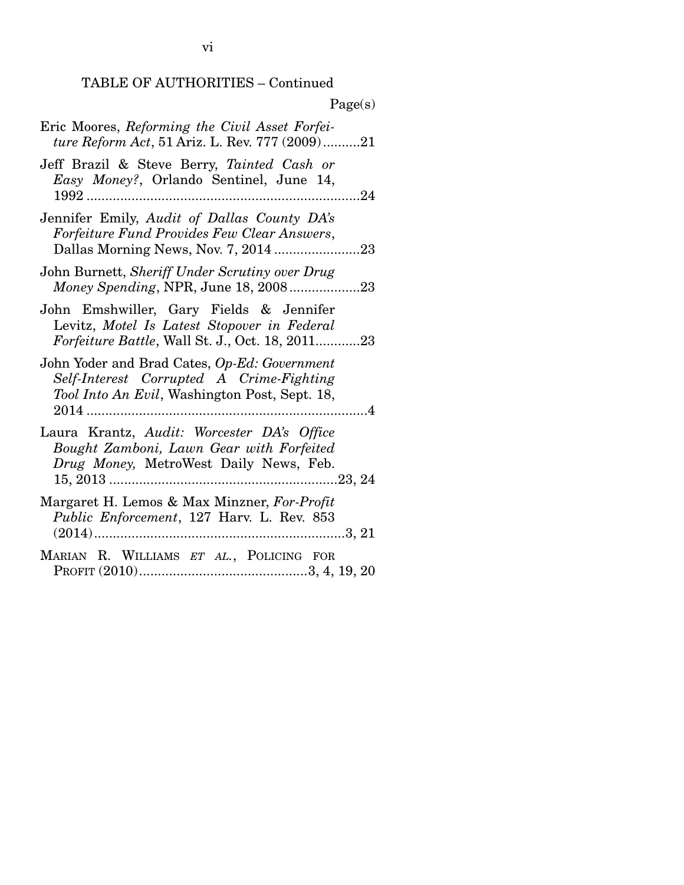TABLE OF AUTHORITIES – Continued

Page(s)

Eric Moores, *Reforming the Civil Asset Forfeiture Reform Act*, 51 Ariz. L. Rev. 777 (2009)..........21

Jeff Brazil & Steve Berry, *Tainted Cash or Easy Money?*, Orlando Sentinel, June 14, 1992 ..........24

Jennifer Emily, *Audit of Dallas County DA's Forfeiture Fund Provides Few Clear Answers*, Dallas Morning News, Nov. 7, 2014 ..........23

John Burnett, *Sheriff Under Scrutiny over Drug Money Spending*, NPR, June 18, 2008 ..........23

John Emshwiller, Gary Fields & Jennifer Levitz, *Motel Is Latest Stopover in Federal Forfeiture Battle*, Wall St. J., Oct. 18, 2011..........23

John Yoder and Brad Cates, *Op-Ed: Government Self-Interest Corrupted A Crime-Fighting Tool Into An Evil*, Washington Post, Sept. 18, 2014 ..........4

Laura Krantz, *Audit: Worcester DA's Office Bought Zamboni, Lawn Gear with Forfeited Drug Money,* MetroWest Daily News, Feb. 15, 2013 ..........23, 24

Margaret H. Lemos & Max Minzner, *For-Profit Public Enforcement*, 127 Harv. L. Rev. 853 (2014)..........3, 21

MARIAN R. WILLIAMS *ET AL.*, POLICING FOR PROFIT (2010)..........3, 4, 19, 20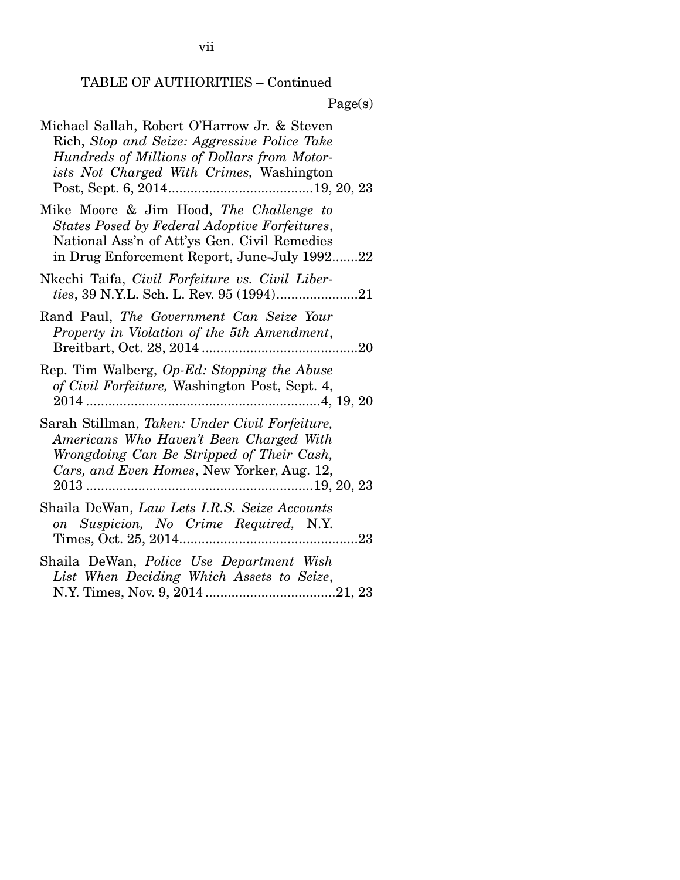TABLE OF AUTHORITIES – Continued

Page(s)

Michael Sallah, Robert O'Harrow Jr. & Steven Rich, *Stop and Seize: Aggressive Police Take Hundreds of Millions of Dollars from Motorists Not Charged With Crimes,* Washington Post, Sept. 6, 2014 .......................................19, 20, 23

Mike Moore & Jim Hood, *The Challenge to States Posed by Federal Adoptive Forfeitures*, National Ass'n of Att'ys Gen. Civil Remedies in Drug Enforcement Report, June-July 1992.......22

Nkechi Taifa, *Civil Forfeiture vs. Civil Liberties*, 39 N.Y.L. Sch. L. Rev. 95 (1994)......................21

Rand Paul, *The Government Can Seize Your Property in Violation of the 5th Amendment*, Breitbart, Oct. 28, 2014 ..........................................20

Rep. Tim Walberg, *Op-Ed: Stopping the Abuse of Civil Forfeiture,* Washington Post, Sept. 4, 2014 ...............................................................4, 19, 20

Sarah Stillman, *Taken: Under Civil Forfeiture, Americans Who Haven't Been Charged With Wrongdoing Can Be Stripped of Their Cash, Cars, and Even Homes*, New Yorker, Aug. 12, 2013 ............................................................19, 20, 23

Shaila DeWan, *Law Lets I.R.S. Seize Accounts on Suspicion, No Crime Required,* N.Y. Times, Oct. 25, 2014................................................23

Shaila DeWan, *Police Use Department Wish List When Deciding Which Assets to Seize*, N.Y. Times, Nov. 9, 2014 ..................................21, 23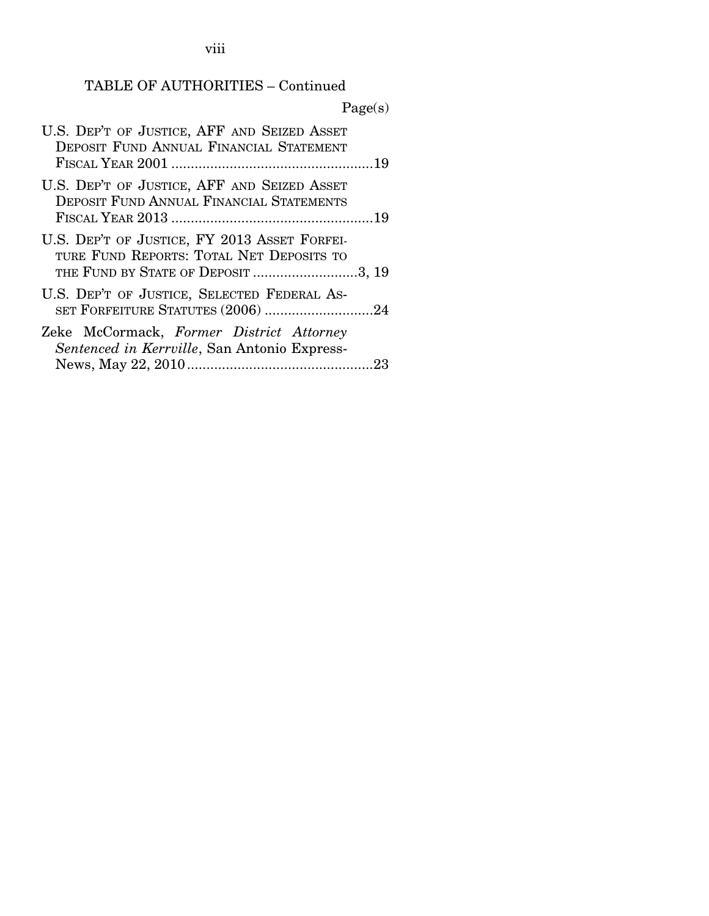TABLE OF AUTHORITIES – Continued

Page(s)

U.S. DEP'T OF JUSTICE, AFF AND SEIZED ASSET DEPOSIT FUND ANNUAL FINANCIAL STATEMENT FISCAL YEAR 2001 ....................................................19

U.S. DEP'T OF JUSTICE, AFF AND SEIZED ASSET DEPOSIT FUND ANNUAL FINANCIAL STATEMENTS FISCAL YEAR 2013 ....................................................19

U.S. DEP'T OF JUSTICE, FY 2013 ASSET FORFEITURE FUND REPORTS: TOTAL NET DEPOSITS TO THE FUND BY STATE OF DEPOSIT ...........................3, 19

U.S. DEP'T OF JUSTICE, SELECTED FEDERAL ASSET FORFEITURE STATUTES (2006) ............................24

Zeke McCormack, *Former District Attorney Sentenced in Kerrville*, San Antonio Express-News, May 22, 2010................................................23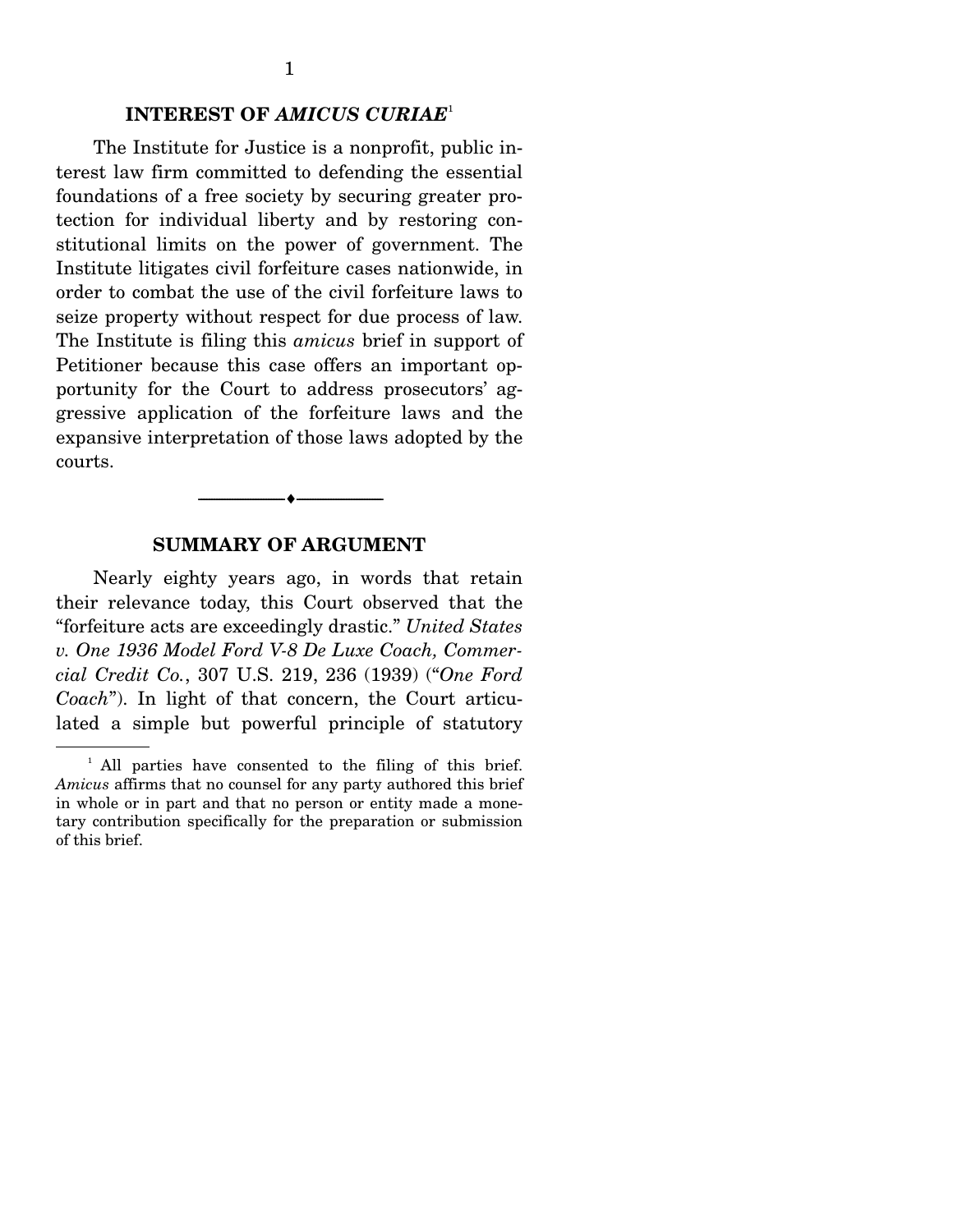## INTEREST OF *AMICUS CURIAE*[1]

The Institute for Justice is a nonprofit, public interest law firm committed to defending the essential foundations of a free society by securing greater protection for individual liberty and by restoring constitutional limits on the power of government. The Institute litigates civil forfeiture cases nationwide, in order to combat the use of the civil forfeiture laws to seize property without respect for due process of law. The Institute is filing this *amicus* brief in support of Petitioner because this case offers an important opportunity for the Court to address prosecutors' aggressive application of the forfeiture laws and the expansive interpretation of those laws adopted by the courts.

---

## SUMMARY OF ARGUMENT

Nearly eighty years ago, in words that retain their relevance today, this Court observed that the "forfeiture acts are exceedingly drastic." *United States v. One 1936 Model Ford V-8 De Luxe Coach, Commercial Credit Co.*, 307 U.S. 219, 236 (1939) ("*One Ford Coach*"). In light of that concern, the Court articulated a simple but powerful principle of statutory

[1] All parties have consented to the filing of this brief. *Amicus* affirms that no counsel for any party authored this brief in whole or in part and that no person or entity made a monetary contribution specifically for the preparation or submission of this brief.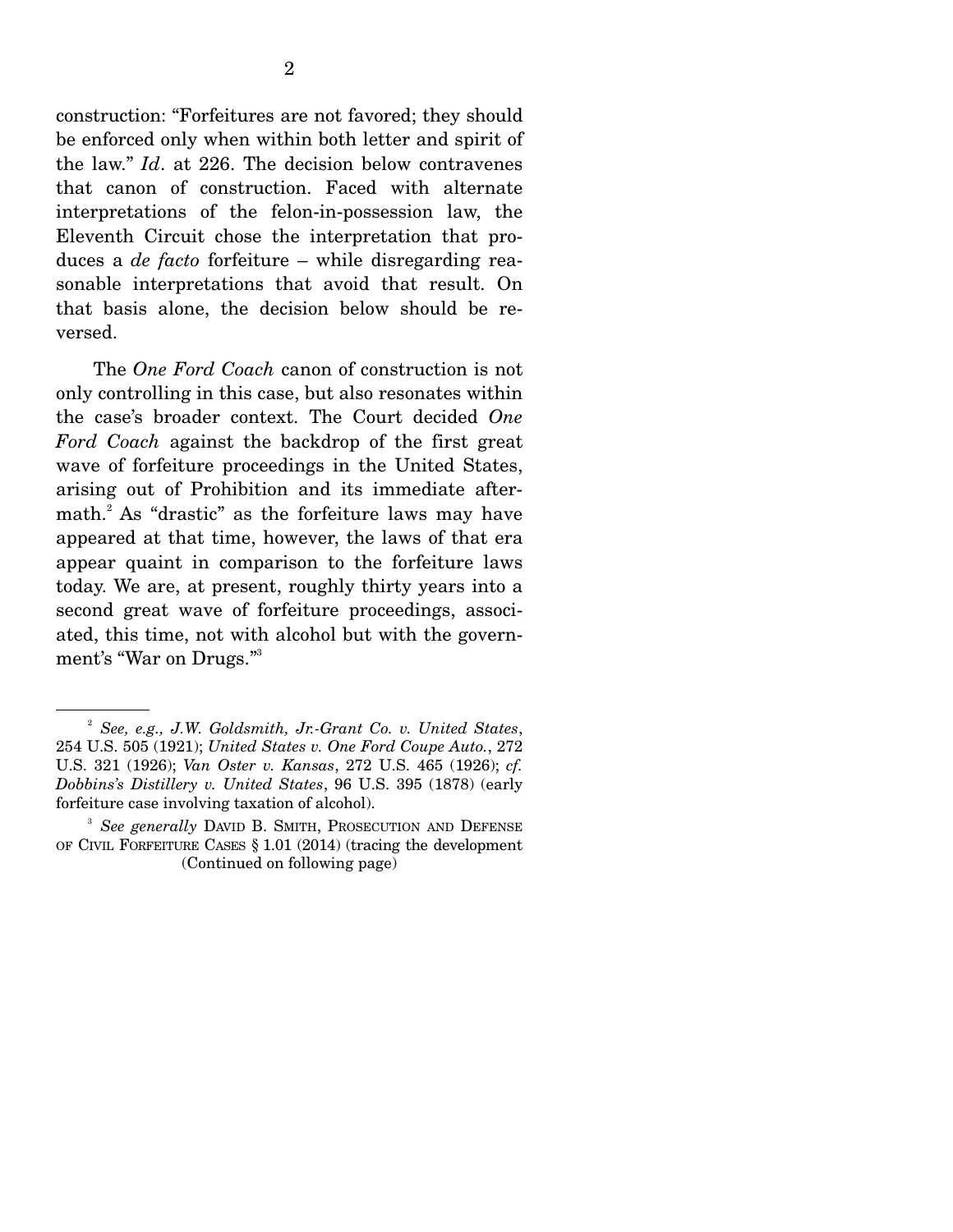construction: "Forfeitures are not favored; they should be enforced only when within both letter and spirit of the law." *Id*. at 226. The decision below contravenes that canon of construction. Faced with alternate interpretations of the felon-in-possession law, the Eleventh Circuit chose the interpretation that produces a *de facto* forfeiture – while disregarding reasonable interpretations that avoid that result. On that basis alone, the decision below should be reversed.

The *One Ford Coach* canon of construction is not only controlling in this case, but also resonates within the case's broader context. The Court decided *One Ford Coach* against the backdrop of the first great wave of forfeiture proceedings in the United States, arising out of Prohibition and its immediate aftermath.[2] As "drastic" as the forfeiture laws may have appeared at that time, however, the laws of that era appear quaint in comparison to the forfeiture laws today. We are, at present, roughly thirty years into a second great wave of forfeiture proceedings, associated, this time, not with alcohol but with the government's "War on Drugs."[3]

---

[2] *See, e.g., J.W. Goldsmith, Jr.-Grant Co. v. United States*, 254 U.S. 505 (1921); *United States v. One Ford Coupe Auto.*, 272 U.S. 321 (1926); *Van Oster v. Kansas*, 272 U.S. 465 (1926); *cf. Dobbins's Distillery v. United States*, 96 U.S. 395 (1878) (early forfeiture case involving taxation of alcohol).

[3] *See generally* DAVID B. SMITH, PROSECUTION AND DEFENSE OF CIVIL FORFEITURE CASES § 1.01 (2014) (tracing the development (Continued on following page)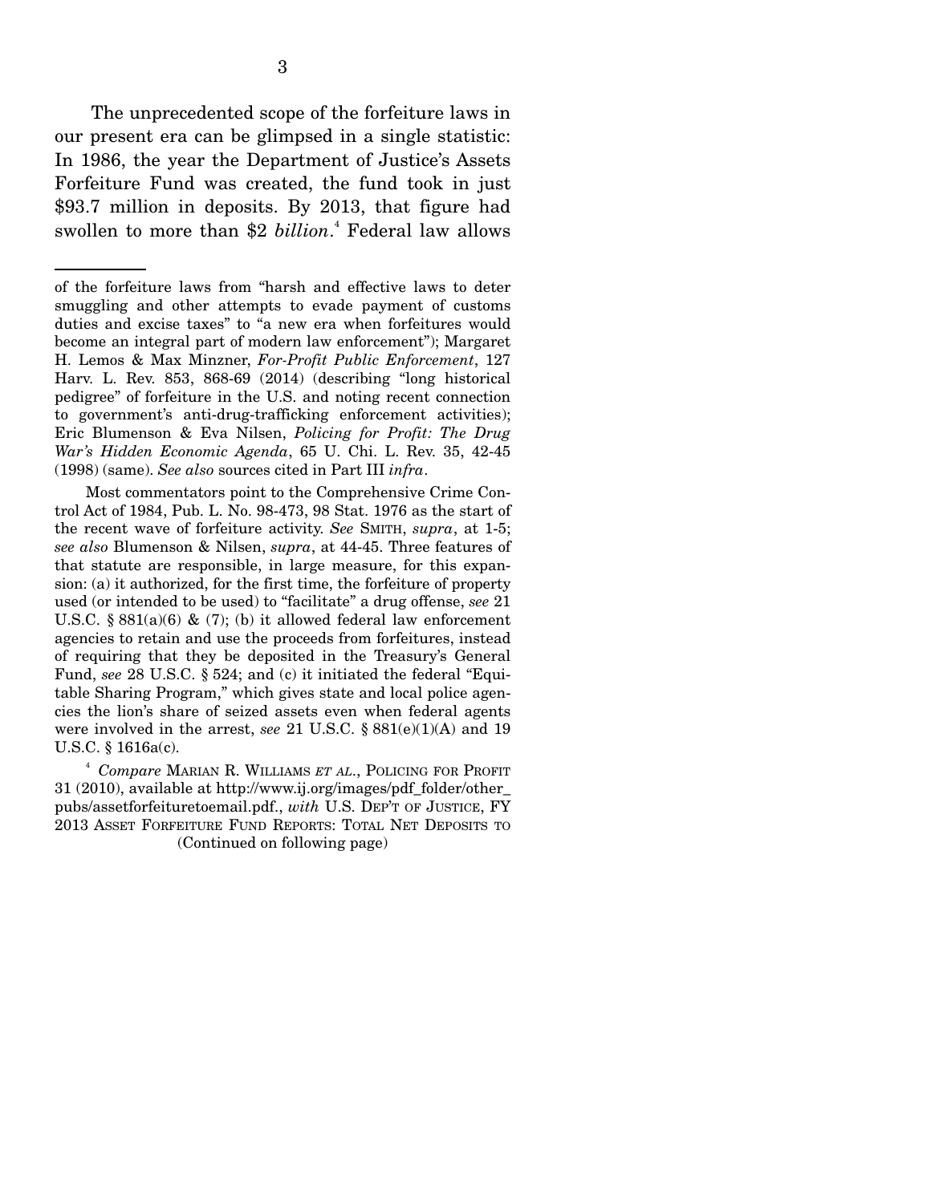The unprecedented scope of the forfeiture laws in our present era can be glimpsed in a single statistic: In 1986, the year the Department of Justice's Assets Forfeiture Fund was created, the fund took in just $93.7 million in deposits. By 2013, that figure had swollen to more than $2 *billion*.[4] Federal law allows

---

of the forfeiture laws from "harsh and effective laws to deter smuggling and other attempts to evade payment of customs duties and excise taxes" to "a new era when forfeitures would become an integral part of modern law enforcement"); Margaret H. Lemos & Max Minzner, *For-Profit Public Enforcement*, 127 Harv. L. Rev. 853, 868-69 (2014) (describing "long historical pedigree" of forfeiture in the U.S. and noting recent connection to government's anti-drug-trafficking enforcement activities); Eric Blumenson & Eva Nilsen, *Policing for Profit: The Drug War's Hidden Economic Agenda*, 65 U. Chi. L. Rev. 35, 42-45 (1998) (same). *See also* sources cited in Part III *infra*.

Most commentators point to the Comprehensive Crime Control Act of 1984, Pub. L. No. 98-473, 98 Stat. 1976 as the start of the recent wave of forfeiture activity. *See* SMITH, *supra*, at 1-5; *see also* Blumenson & Nilsen, *supra*, at 44-45. Three features of that statute are responsible, in large measure, for this expansion: (a) it authorized, for the first time, the forfeiture of property used (or intended to be used) to "facilitate" a drug offense, *see* 21 U.S.C. § 881(a)(6) & (7); (b) it allowed federal law enforcement agencies to retain and use the proceeds from forfeitures, instead of requiring that they be deposited in the Treasury's General Fund, *see* 28 U.S.C. § 524; and (c) it initiated the federal "Equitable Sharing Program," which gives state and local police agencies the lion's share of seized assets even when federal agents were involved in the arrest, *see* 21 U.S.C. § 881(e)(1)(A) and 19 U.S.C. § 1616a(c).

[4] *Compare* MARIAN R. WILLIAMS *ET AL.*, POLICING FOR PROFIT 31 (2010), available at http://www.ij.org/images/pdf_folder/other_pubs/assetforfeituretoemail.pdf., *with* U.S. DEP'T OF JUSTICE, FY 2013 ASSET FORFEITURE FUND REPORTS: TOTAL NET DEPOSITS TO

(Continued on following page)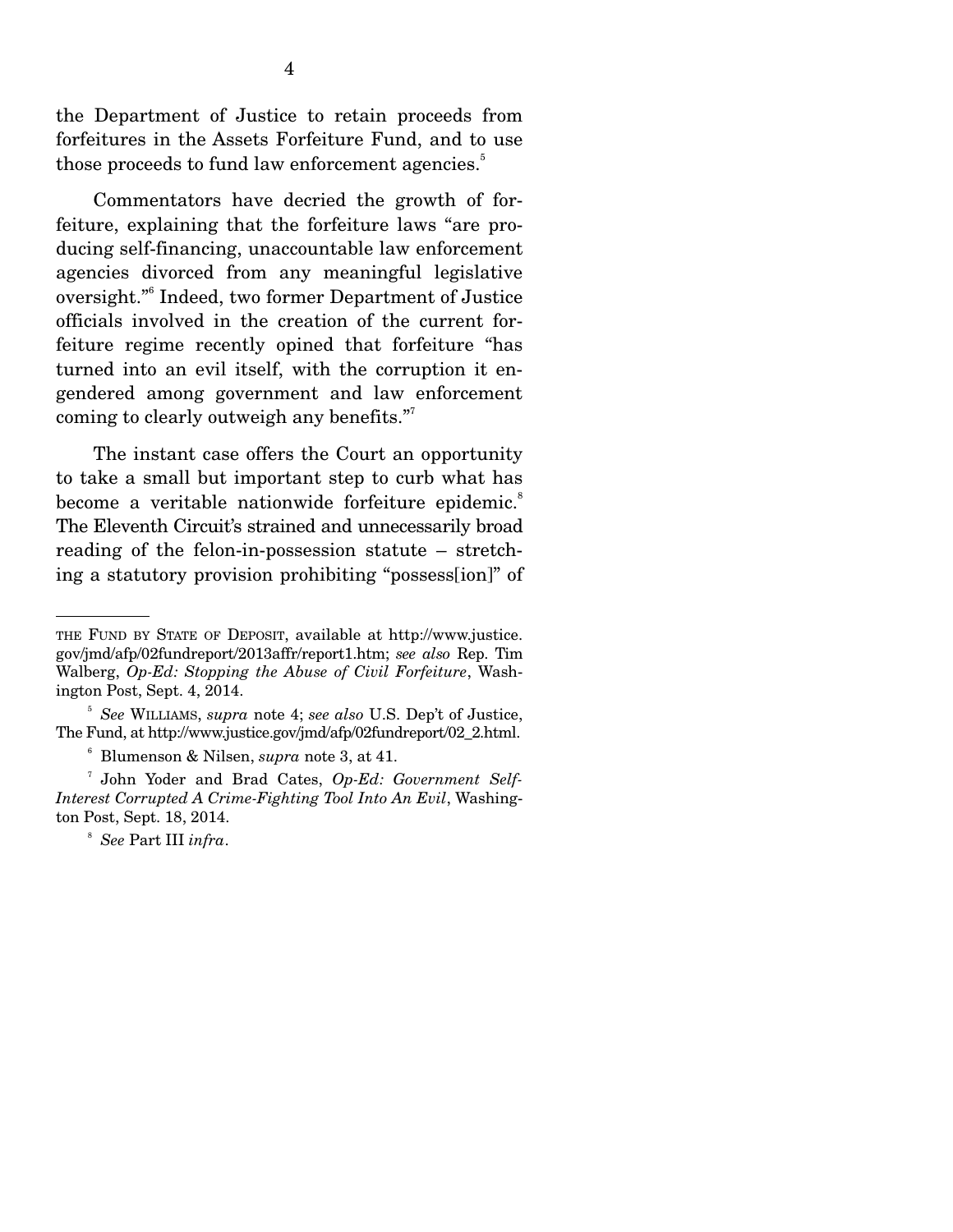the Department of Justice to retain proceeds from forfeitures in the Assets Forfeiture Fund, and to use those proceeds to fund law enforcement agencies.[5]

Commentators have decried the growth of forfeiture, explaining that the forfeiture laws "are producing self-financing, unaccountable law enforcement agencies divorced from any meaningful legislative oversight."[6] Indeed, two former Department of Justice officials involved in the creation of the current forfeiture regime recently opined that forfeiture "has turned into an evil itself, with the corruption it engendered among government and law enforcement coming to clearly outweigh any benefits."[7]

The instant case offers the Court an opportunity to take a small but important step to curb what has become a veritable nationwide forfeiture epidemic.[8] The Eleventh Circuit's strained and unnecessarily broad reading of the felon-in-possession statute – stretching a statutory provision prohibiting "possess[ion]" of

---

THE FUND BY STATE OF DEPOSIT, available at http://www.justice.gov/jmd/afp/02fundreport/2013affr/report1.htm; *see also* Rep. Tim Walberg, *Op-Ed: Stopping the Abuse of Civil Forfeiture*, Washington Post, Sept. 4, 2014.

[5] *See* WILLIAMS, *supra* note 4; *see also* U.S. Dep't of Justice, The Fund, at http://www.justice.gov/jmd/afp/02fundreport/02_2.html.

[6] Blumenson & Nilsen, *supra* note 3, at 41.

[7] John Yoder and Brad Cates, *Op-Ed: Government Self-Interest Corrupted A Crime-Fighting Tool Into An Evil*, Washington Post, Sept. 18, 2014.

[8] *See* Part III *infra*.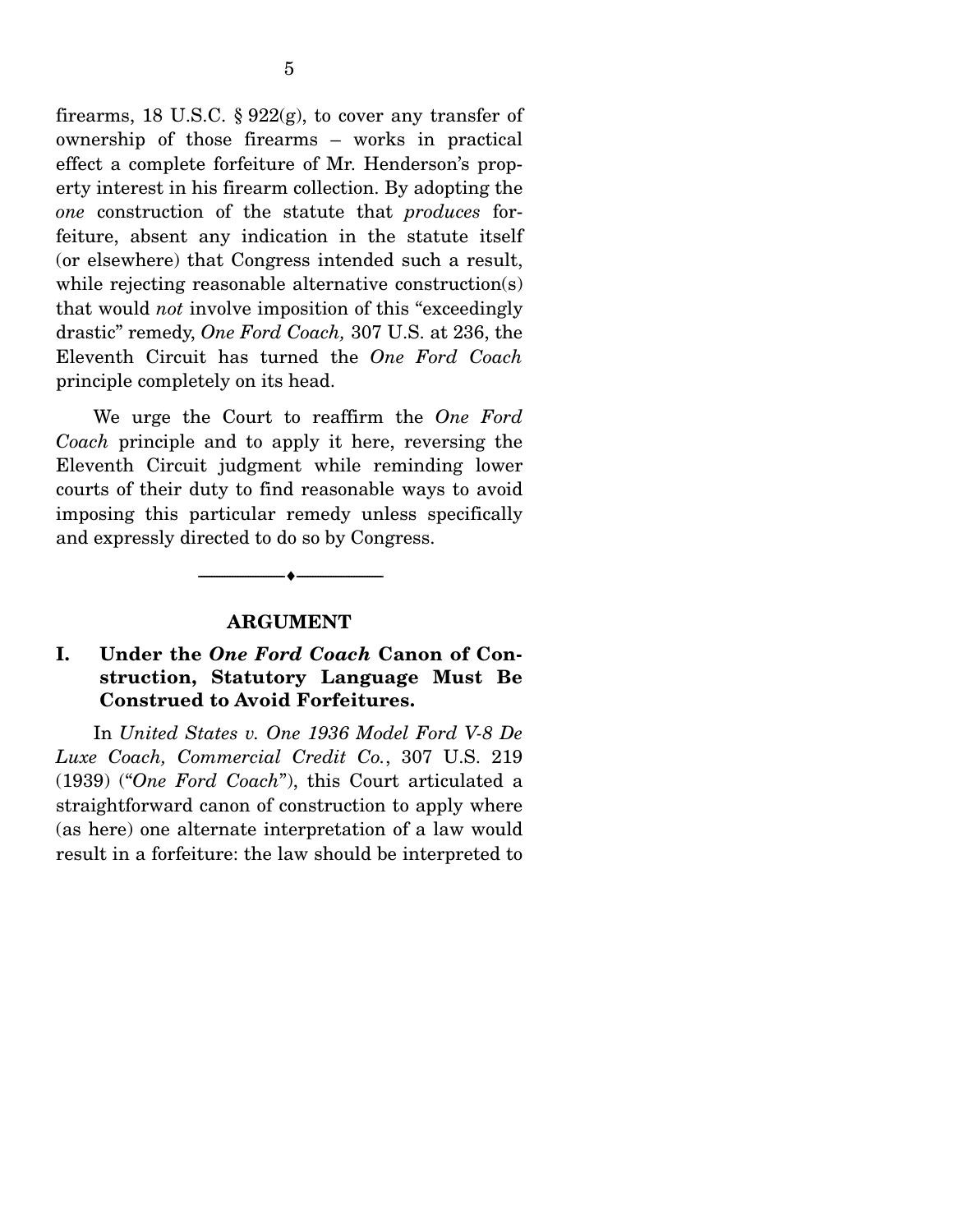firearms, 18 U.S.C. § 922(g), to cover any transfer of ownership of those firearms – works in practical effect a complete forfeiture of Mr. Henderson's property interest in his firearm collection. By adopting the *one* construction of the statute that *produces* forfeiture, absent any indication in the statute itself (or elsewhere) that Congress intended such a result, while rejecting reasonable alternative construction(s) that would *not* involve imposition of this "exceedingly drastic" remedy, *One Ford Coach,* 307 U.S. at 236, the Eleventh Circuit has turned the *One Ford Coach* principle completely on its head.

We urge the Court to reaffirm the *One Ford Coach* principle and to apply it here, reversing the Eleventh Circuit judgment while reminding lower courts of their duty to find reasonable ways to avoid imposing this particular remedy unless specifically and expressly directed to do so by Congress.

---

## ARGUMENT

### I. Under the *One Ford Coach* Canon of Construction, Statutory Language Must Be Construed to Avoid Forfeitures.

In *United States v. One 1936 Model Ford V-8 De Luxe Coach, Commercial Credit Co.*, 307 U.S. 219 (1939) ("*One Ford Coach*"), this Court articulated a straightforward canon of construction to apply where (as here) one alternate interpretation of a law would result in a forfeiture: the law should be interpreted to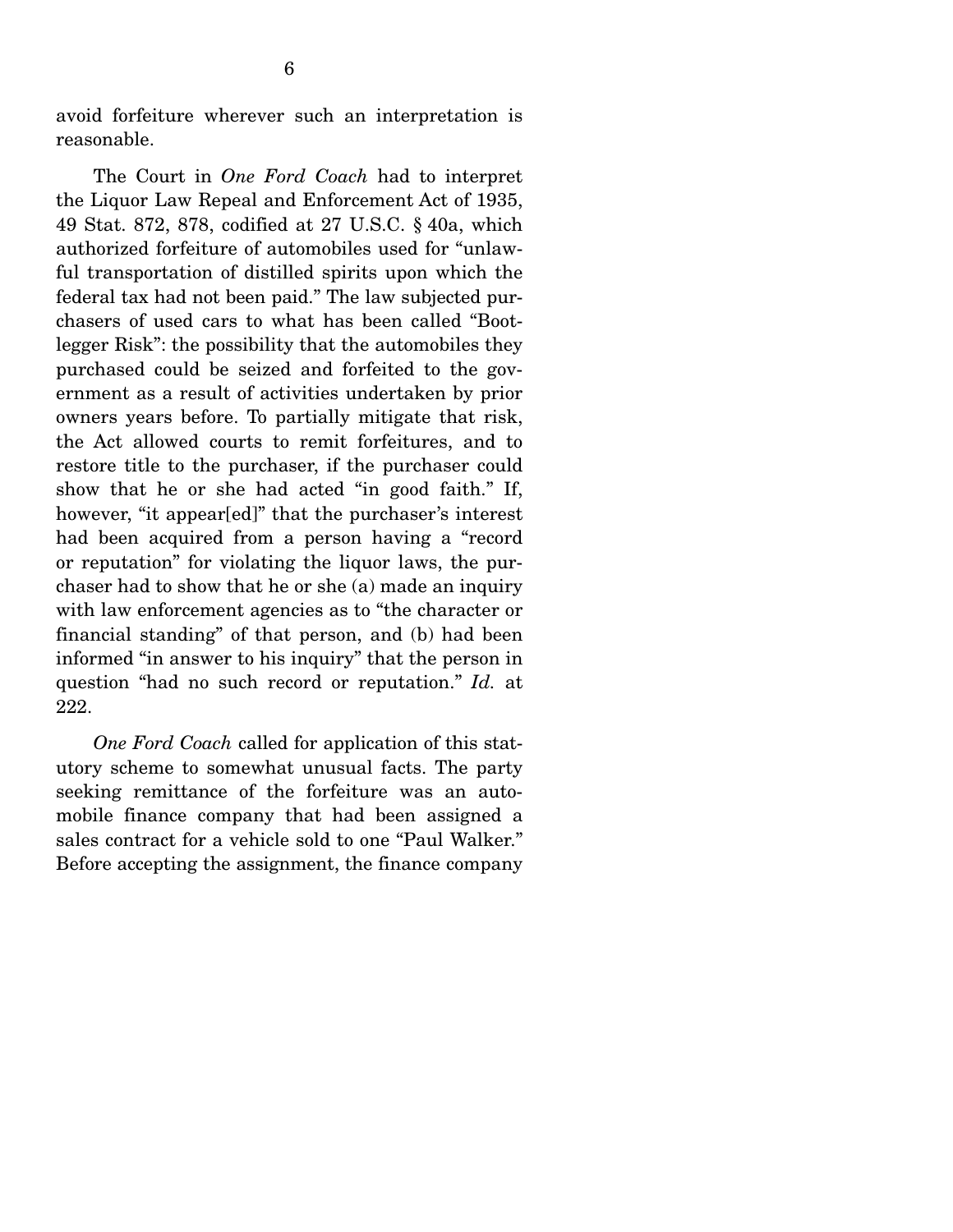avoid forfeiture wherever such an interpretation is reasonable.

The Court in *One Ford Coach* had to interpret the Liquor Law Repeal and Enforcement Act of 1935, 49 Stat. 872, 878, codified at 27 U.S.C. § 40a, which authorized forfeiture of automobiles used for "unlawful transportation of distilled spirits upon which the federal tax had not been paid." The law subjected purchasers of used cars to what has been called "Bootlegger Risk": the possibility that the automobiles they purchased could be seized and forfeited to the government as a result of activities undertaken by prior owners years before. To partially mitigate that risk, the Act allowed courts to remit forfeitures, and to restore title to the purchaser, if the purchaser could show that he or she had acted "in good faith." If, however, "it appear[ed]" that the purchaser's interest had been acquired from a person having a "record or reputation" for violating the liquor laws, the purchaser had to show that he or she (a) made an inquiry with law enforcement agencies as to "the character or financial standing" of that person, and (b) had been informed "in answer to his inquiry" that the person in question "had no such record or reputation." *Id.* at 222.

*One Ford Coach* called for application of this statutory scheme to somewhat unusual facts. The party seeking remittance of the forfeiture was an automobile finance company that had been assigned a sales contract for a vehicle sold to one "Paul Walker." Before accepting the assignment, the finance company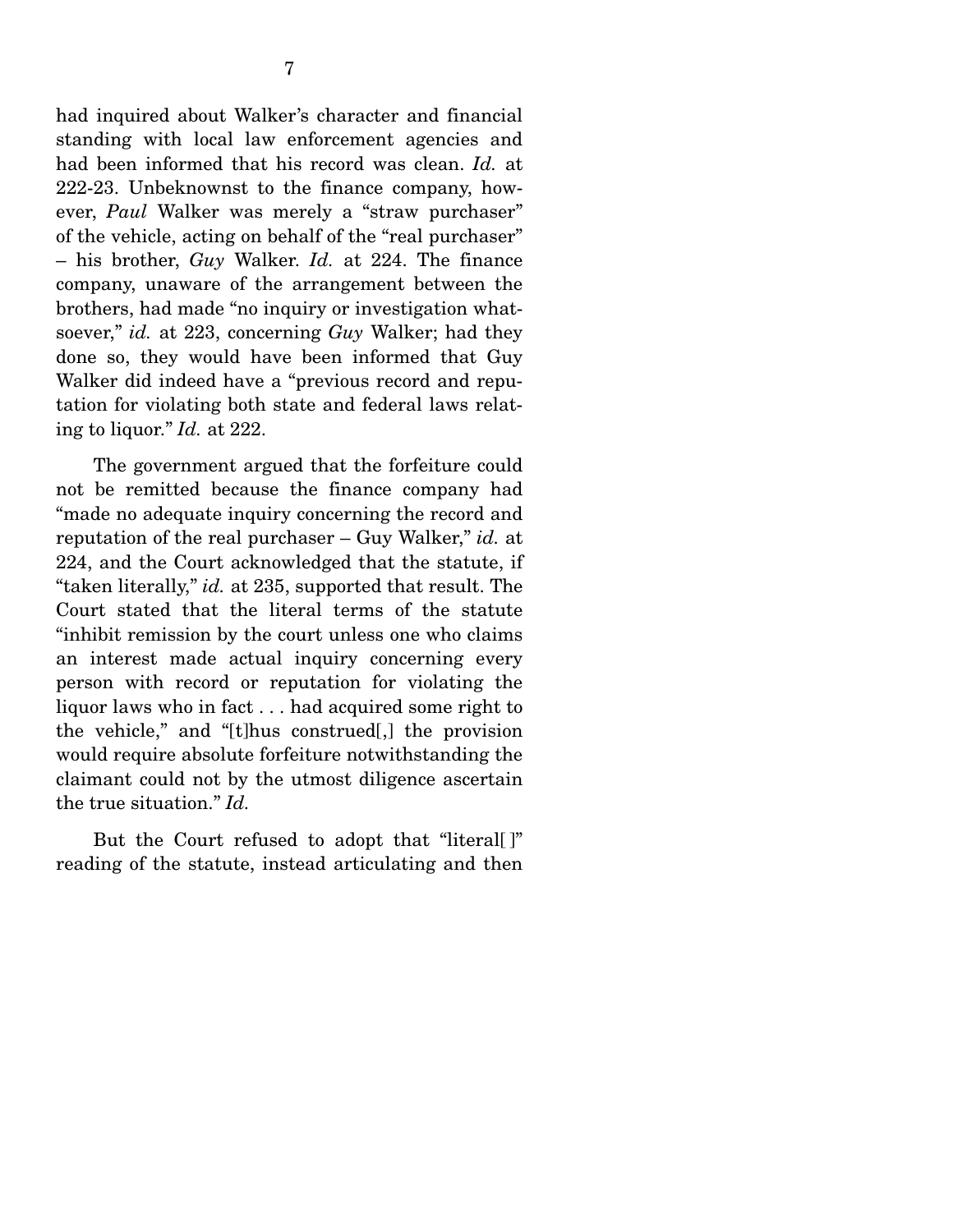had inquired about Walker's character and financial standing with local law enforcement agencies and had been informed that his record was clean. *Id.* at 222-23. Unbeknownst to the finance company, however, *Paul* Walker was merely a "straw purchaser" of the vehicle, acting on behalf of the "real purchaser" – his brother, *Guy* Walker. *Id.* at 224. The finance company, unaware of the arrangement between the brothers, had made "no inquiry or investigation whatsoever," *id.* at 223, concerning *Guy* Walker; had they done so, they would have been informed that Guy Walker did indeed have a "previous record and reputation for violating both state and federal laws relating to liquor." *Id.* at 222.

The government argued that the forfeiture could not be remitted because the finance company had "made no adequate inquiry concerning the record and reputation of the real purchaser – Guy Walker," *id.* at 224, and the Court acknowledged that the statute, if "taken literally," *id.* at 235, supported that result. The Court stated that the literal terms of the statute "inhibit remission by the court unless one who claims an interest made actual inquiry concerning every person with record or reputation for violating the liquor laws who in fact . . . had acquired some right to the vehicle," and "[t]hus construed[,] the provision would require absolute forfeiture notwithstanding the claimant could not by the utmost diligence ascertain the true situation." *Id.*

But the Court refused to adopt that "literal[ ]" reading of the statute, instead articulating and then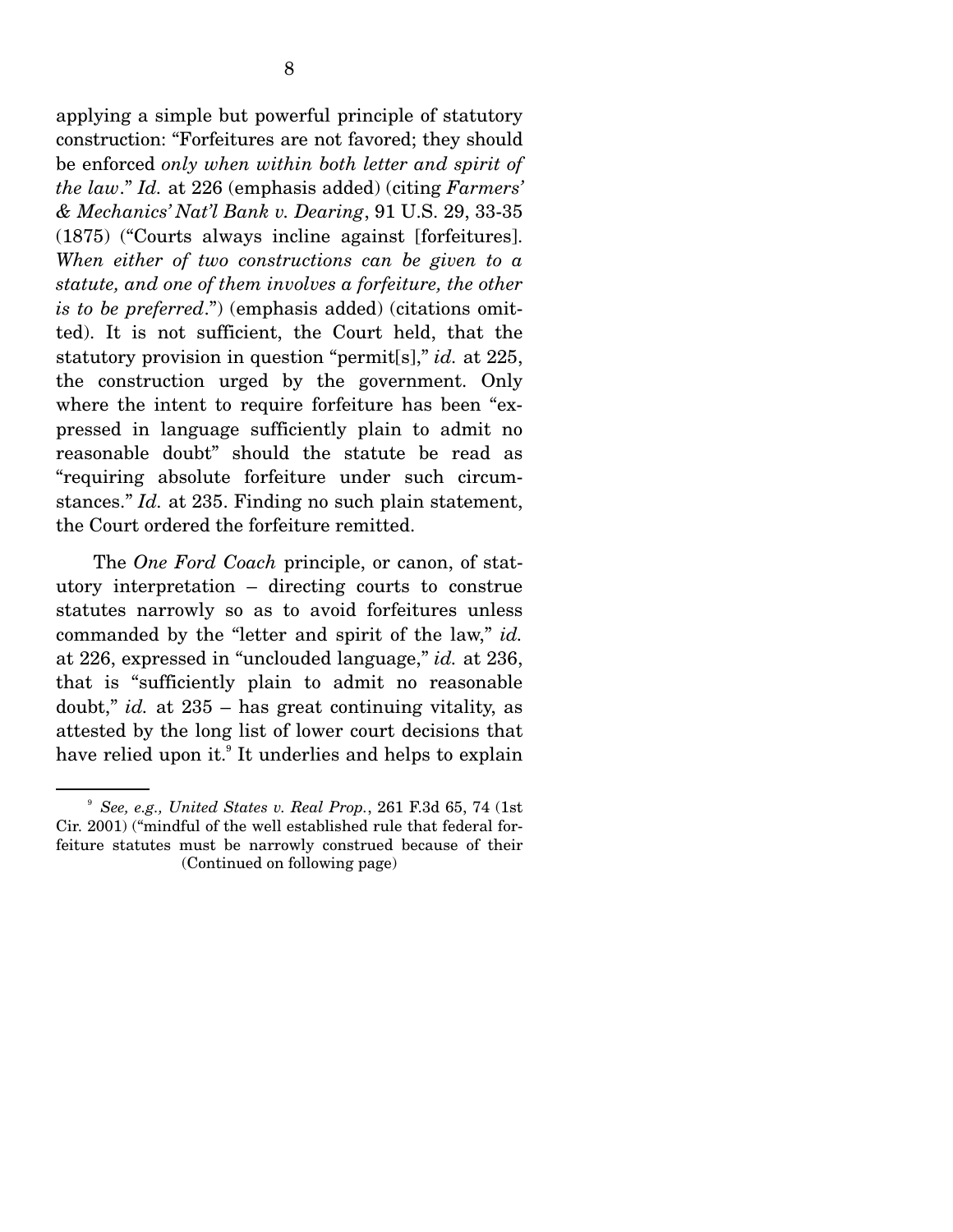applying a simple but powerful principle of statutory construction: "Forfeitures are not favored; they should be enforced *only when within both letter and spirit of the law*." *Id.* at 226 (emphasis added) (citing *Farmers' & Mechanics' Nat'l Bank v. Dearing*, 91 U.S. 29, 33-35 (1875) ("Courts always incline against [forfeitures]. *When either of two constructions can be given to a statute, and one of them involves a forfeiture, the other is to be preferred*.") (emphasis added) (citations omitted). It is not sufficient, the Court held, that the statutory provision in question "permit[s]," *id.* at 225, the construction urged by the government. Only where the intent to require forfeiture has been "expressed in language sufficiently plain to admit no reasonable doubt" should the statute be read as "requiring absolute forfeiture under such circumstances." *Id.* at 235. Finding no such plain statement, the Court ordered the forfeiture remitted.

The *One Ford Coach* principle, or canon, of statutory interpretation – directing courts to construe statutes narrowly so as to avoid forfeitures unless commanded by the "letter and spirit of the law," *id.* at 226, expressed in "unclouded language," *id.* at 236, that is "sufficiently plain to admit no reasonable doubt," *id.* at 235 – has great continuing vitality, as attested by the long list of lower court decisions that have relied upon it.[9] It underlies and helps to explain

---

[9] *See, e.g., United States v. Real Prop.*, 261 F.3d 65, 74 (1st Cir. 2001) ("mindful of the well established rule that federal forfeiture statutes must be narrowly construed because of their (Continued on following page)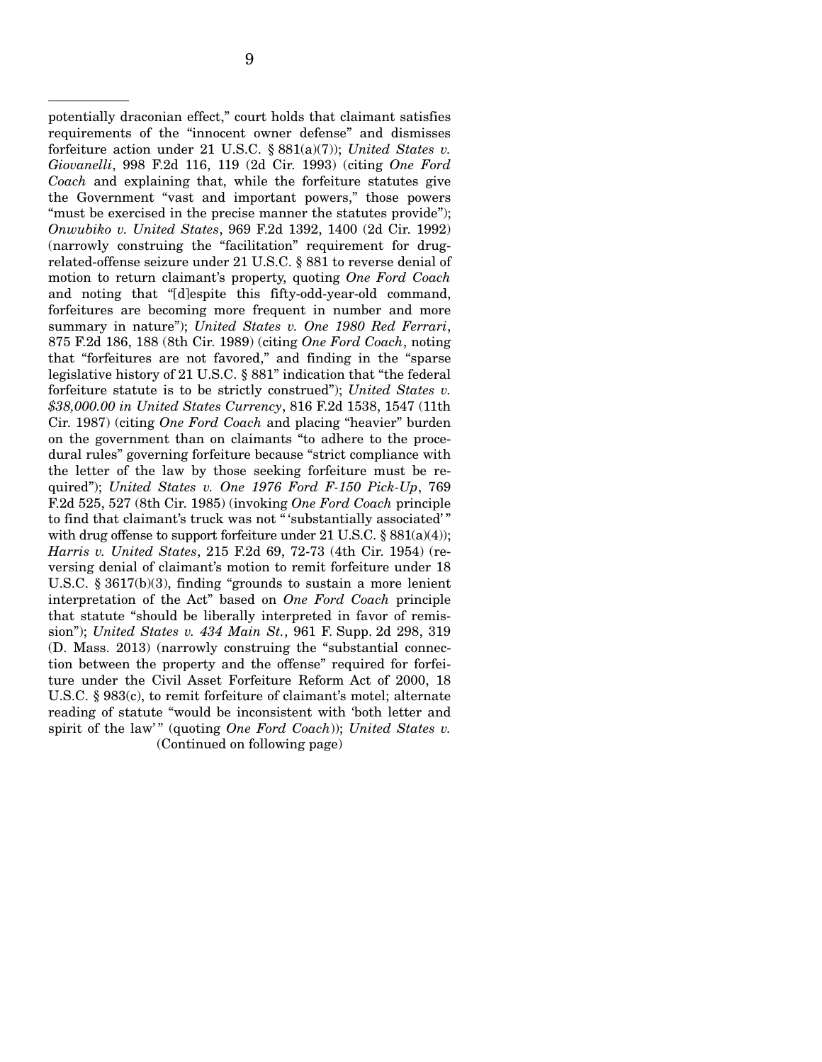potentially draconian effect," court holds that claimant satisfies requirements of the "innocent owner defense" and dismisses forfeiture action under 21 U.S.C. § 881(a)(7)); *United States v. Giovanelli*, 998 F.2d 116, 119 (2d Cir. 1993) (citing *One Ford Coach* and explaining that, while the forfeiture statutes give the Government "vast and important powers," those powers "must be exercised in the precise manner the statutes provide"); *Onwubiko v. United States*, 969 F.2d 1392, 1400 (2d Cir. 1992) (narrowly construing the "facilitation" requirement for drug-related-offense seizure under 21 U.S.C. § 881 to reverse denial of motion to return claimant's property, quoting *One Ford Coach* and noting that "[d]espite this fifty-odd-year-old command, forfeitures are becoming more frequent in number and more summary in nature"); *United States v. One 1980 Red Ferrari*, 875 F.2d 186, 188 (8th Cir. 1989) (citing *One Ford Coach*, noting that "forfeitures are not favored," and finding in the "sparse legislative history of 21 U.S.C. § 881" indication that "the federal forfeiture statute is to be strictly construed"); *United States v. $38,000.00 in United States Currency*, 816 F.2d 1538, 1547 (11th Cir. 1987) (citing *One Ford Coach* and placing "heavier" burden on the government than on claimants "to adhere to the procedural rules" governing forfeiture because "strict compliance with the letter of the law by those seeking forfeiture must be required"); *United States v. One 1976 Ford F-150 Pick-Up*, 769 F.2d 525, 527 (8th Cir. 1985) (invoking *One Ford Coach* principle to find that claimant's truck was not "'substantially associated'" with drug offense to support forfeiture under 21 U.S.C. § 881(a)(4)); *Harris v. United States*, 215 F.2d 69, 72-73 (4th Cir. 1954) (reversing denial of claimant's motion to remit forfeiture under 18 U.S.C. § 3617(b)(3), finding "grounds to sustain a more lenient interpretation of the Act" based on *One Ford Coach* principle that statute "should be liberally interpreted in favor of remission"); *United States v. 434 Main St.*, 961 F. Supp. 2d 298, 319 (D. Mass. 2013) (narrowly construing the "substantial connection between the property and the offense" required for forfeiture under the Civil Asset Forfeiture Reform Act of 2000, 18 U.S.C. § 983(c), to remit forfeiture of claimant's motel; alternate reading of statute "would be inconsistent with 'both letter and spirit of the law'" (quoting *One Ford Coach*)); *United States v.*

(Continued on following page)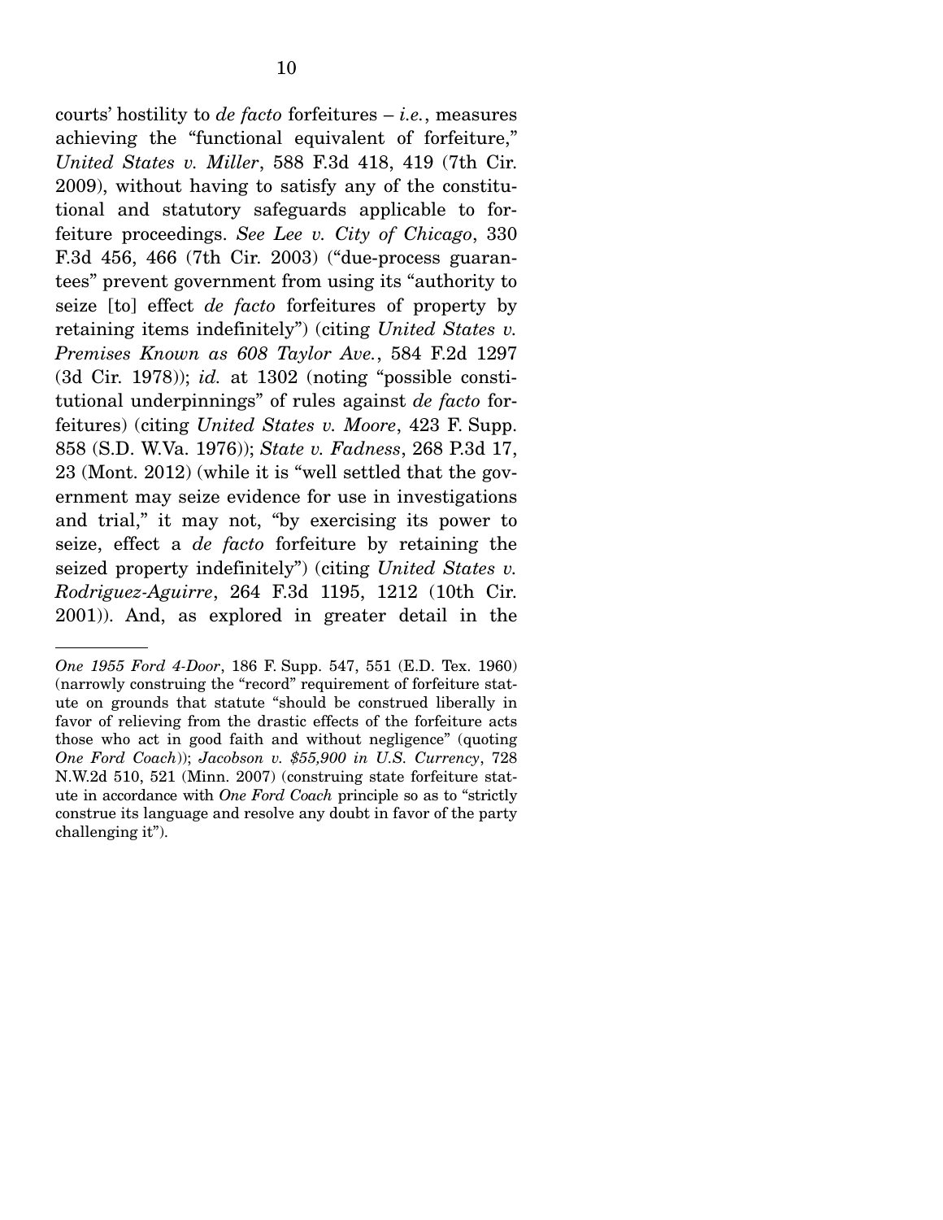courts' hostility to *de facto* forfeitures – *i.e.*, measures achieving the "functional equivalent of forfeiture," *United States v. Miller*, 588 F.3d 418, 419 (7th Cir. 2009), without having to satisfy any of the constitutional and statutory safeguards applicable to forfeiture proceedings. *See Lee v. City of Chicago*, 330 F.3d 456, 466 (7th Cir. 2003) ("due-process guarantees" prevent government from using its "authority to seize [to] effect *de facto* forfeitures of property by retaining items indefinitely") (citing *United States v. Premises Known as 608 Taylor Ave.*, 584 F.2d 1297 (3d Cir. 1978)); *id.* at 1302 (noting "possible constitutional underpinnings" of rules against *de facto* forfeitures) (citing *United States v. Moore*, 423 F. Supp. 858 (S.D. W.Va. 1976)); *State v. Fadness*, 268 P.3d 17, 23 (Mont. 2012) (while it is "well settled that the government may seize evidence for use in investigations and trial," it may not, "by exercising its power to seize, effect a *de facto* forfeiture by retaining the seized property indefinitely") (citing *United States v. Rodriguez-Aguirre*, 264 F.3d 1195, 1212 (10th Cir. 2001)). And, as explored in greater detail in the

---

*One 1955 Ford 4-Door*, 186 F. Supp. 547, 551 (E.D. Tex. 1960) (narrowly construing the "record" requirement of forfeiture statute on grounds that statute "should be construed liberally in favor of relieving from the drastic effects of the forfeiture acts those who act in good faith and without negligence" (quoting *One Ford Coach*)); *Jacobson v. $55,900 in U.S. Currency*, 728 N.W.2d 510, 521 (Minn. 2007) (construing state forfeiture statute in accordance with *One Ford Coach* principle so as to "strictly construe its language and resolve any doubt in favor of the party challenging it").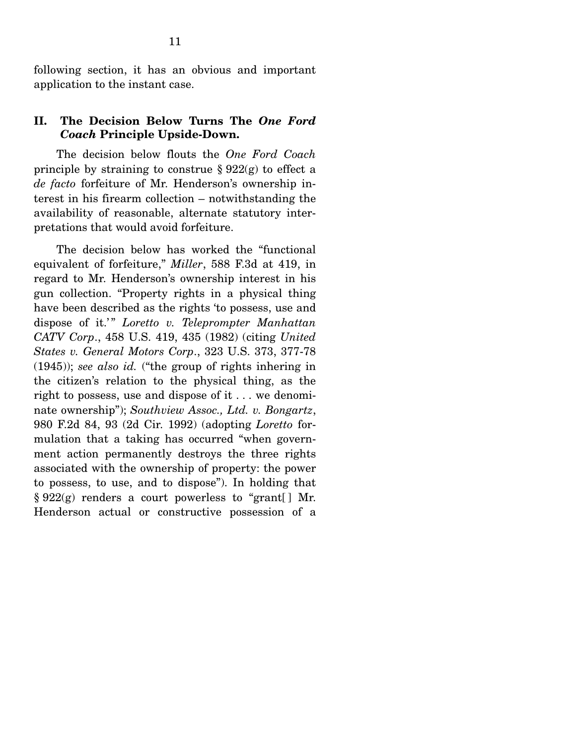following section, it has an obvious and important application to the instant case.

## II. The Decision Below Turns The *One Ford Coach* Principle Upside-Down.

The decision below flouts the *One Ford Coach* principle by straining to construe § 922(g) to effect a *de facto* forfeiture of Mr. Henderson's ownership interest in his firearm collection – notwithstanding the availability of reasonable, alternate statutory interpretations that would avoid forfeiture.

The decision below has worked the "functional equivalent of forfeiture," *Miller*, 588 F.3d at 419, in regard to Mr. Henderson's ownership interest in his gun collection. "Property rights in a physical thing have been described as the rights 'to possess, use and dispose of it.'" *Loretto v. Teleprompter Manhattan CATV Corp.*, 458 U.S. 419, 435 (1982) (citing *United States v. General Motors Corp.*, 323 U.S. 373, 377-78 (1945)); *see also id.* ("the group of rights inhering in the citizen's relation to the physical thing, as the right to possess, use and dispose of it . . . we denominate ownership"); *Southview Assoc., Ltd. v. Bongartz*, 980 F.2d 84, 93 (2d Cir. 1992) (adopting *Loretto* formulation that a taking has occurred "when government action permanently destroys the three rights associated with the ownership of property: the power to possess, to use, and to dispose"). In holding that § 922(g) renders a court powerless to "grant[ ] Mr. Henderson actual or constructive possession of a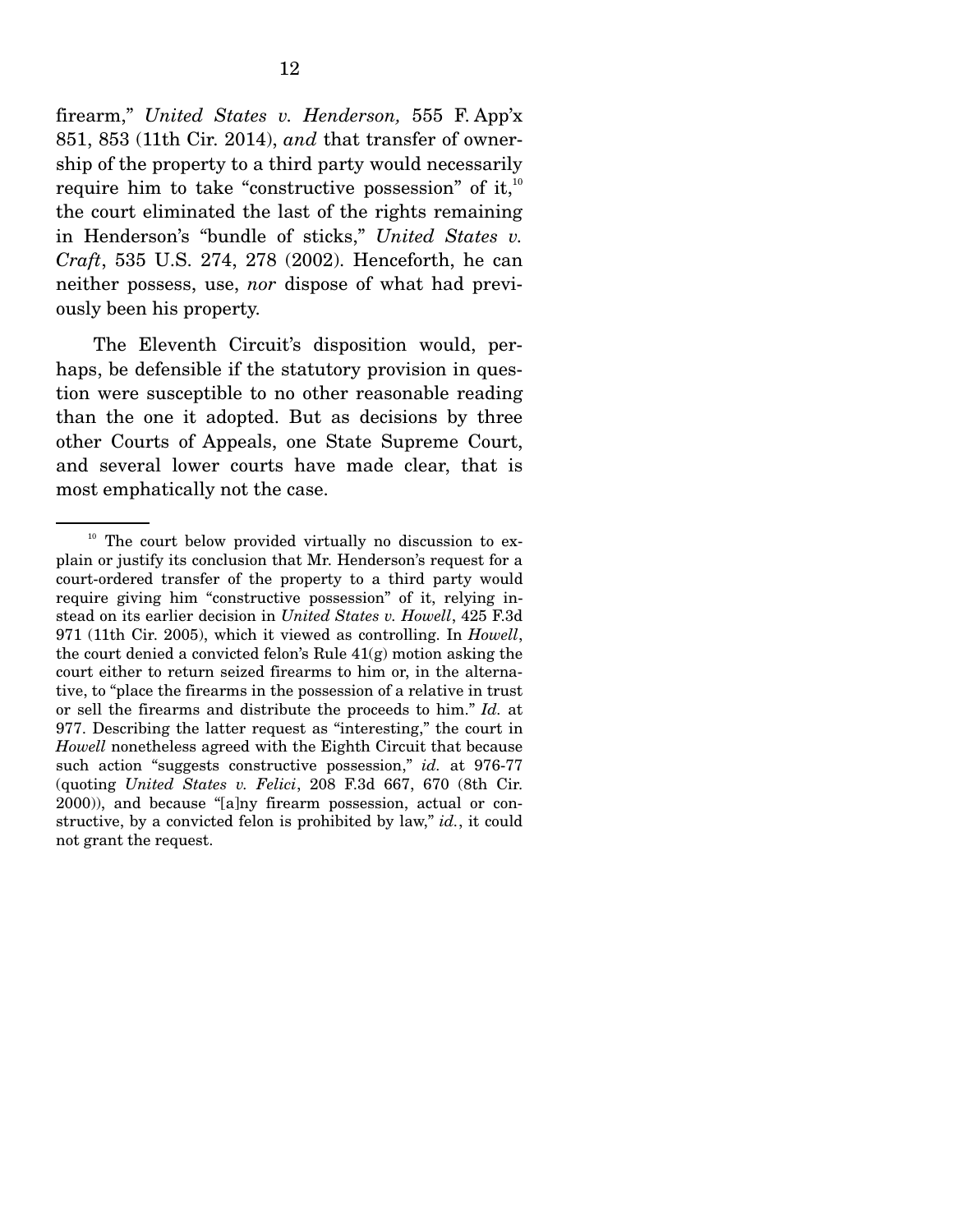firearm," *United States v. Henderson,* 555 F. App'x 851, 853 (11th Cir. 2014), *and* that transfer of ownership of the property to a third party would necessarily require him to take "constructive possession" of it,[10] the court eliminated the last of the rights remaining in Henderson's "bundle of sticks," *United States v. Craft*, 535 U.S. 274, 278 (2002). Henceforth, he can neither possess, use, *nor* dispose of what had previously been his property.

The Eleventh Circuit's disposition would, perhaps, be defensible if the statutory provision in question were susceptible to no other reasonable reading than the one it adopted. But as decisions by three other Courts of Appeals, one State Supreme Court, and several lower courts have made clear, that is most emphatically not the case.

---

[10] The court below provided virtually no discussion to explain or justify its conclusion that Mr. Henderson's request for a court-ordered transfer of the property to a third party would require giving him "constructive possession" of it, relying instead on its earlier decision in *United States v. Howell*, 425 F.3d 971 (11th Cir. 2005), which it viewed as controlling. In *Howell*, the court denied a convicted felon's Rule 41(g) motion asking the court either to return seized firearms to him or, in the alternative, to "place the firearms in the possession of a relative in trust or sell the firearms and distribute the proceeds to him." *Id.* at 977. Describing the latter request as "interesting," the court in *Howell* nonetheless agreed with the Eighth Circuit that because such action "suggests constructive possession," *id.* at 976-77 (quoting *United States v. Felici*, 208 F.3d 667, 670 (8th Cir. 2000)), and because "[a]ny firearm possession, actual or constructive, by a convicted felon is prohibited by law," *id.*, it could not grant the request.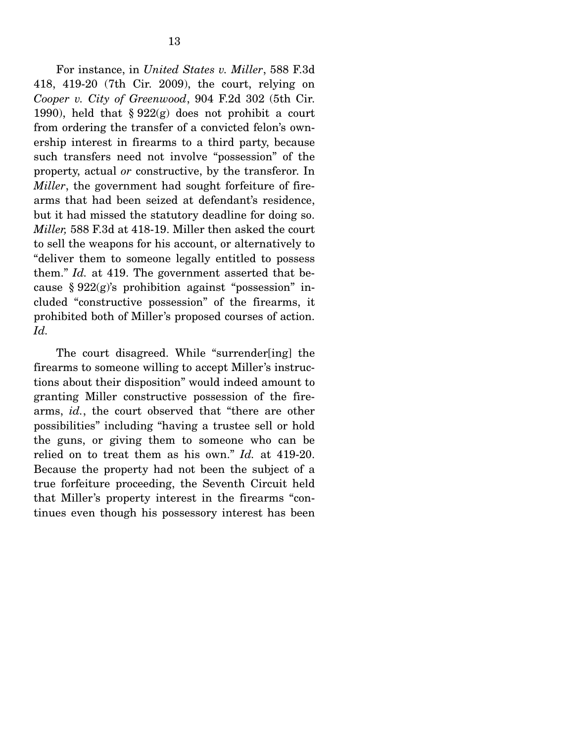For instance, in *United States v. Miller*, 588 F.3d 418, 419-20 (7th Cir. 2009), the court, relying on *Cooper v. City of Greenwood*, 904 F.2d 302 (5th Cir. 1990), held that § 922(g) does not prohibit a court from ordering the transfer of a convicted felon's ownership interest in firearms to a third party, because such transfers need not involve "possession" of the property, actual *or* constructive, by the transferor. In *Miller*, the government had sought forfeiture of firearms that had been seized at defendant's residence, but it had missed the statutory deadline for doing so. *Miller,* 588 F.3d at 418-19. Miller then asked the court to sell the weapons for his account, or alternatively to "deliver them to someone legally entitled to possess them." *Id.* at 419. The government asserted that because § 922(g)'s prohibition against "possession" included "constructive possession" of the firearms, it prohibited both of Miller's proposed courses of action. *Id.*

The court disagreed. While "surrender[ing] the firearms to someone willing to accept Miller's instructions about their disposition" would indeed amount to granting Miller constructive possession of the firearms, *id.*, the court observed that "there are other possibilities" including "having a trustee sell or hold the guns, or giving them to someone who can be relied on to treat them as his own." *Id.* at 419-20. Because the property had not been the subject of a true forfeiture proceeding, the Seventh Circuit held that Miller's property interest in the firearms "continues even though his possessory interest has been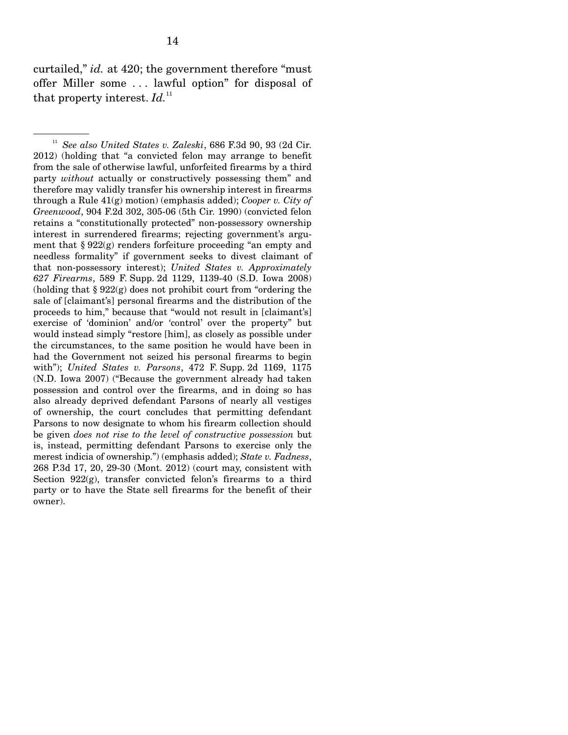curtailed," *id.* at 420; the government therefore "must offer Miller some . . . lawful option" for disposal of that property interest. *Id.*[11]

[11] *See also United States v. Zaleski*, 686 F.3d 90, 93 (2d Cir. 2012) (holding that "a convicted felon may arrange to benefit from the sale of otherwise lawful, unforfeited firearms by a third party *without* actually or constructively possessing them" and therefore may validly transfer his ownership interest in firearms through a Rule 41(g) motion) (emphasis added); *Cooper v. City of Greenwood*, 904 F.2d 302, 305-06 (5th Cir. 1990) (convicted felon retains a "constitutionally protected" non-possessory ownership interest in surrendered firearms; rejecting government's argument that § 922(g) renders forfeiture proceeding "an empty and needless formality" if government seeks to divest claimant of that non-possessory interest); *United States v. Approximately 627 Firearms*, 589 F. Supp. 2d 1129, 1139-40 (S.D. Iowa 2008) (holding that § 922(g) does not prohibit court from "ordering the sale of [claimant's] personal firearms and the distribution of the proceeds to him," because that "would not result in [claimant's] exercise of 'dominion' and/or 'control' over the property" but would instead simply "restore [him], as closely as possible under the circumstances, to the same position he would have been in had the Government not seized his personal firearms to begin with"); *United States v. Parsons*, 472 F. Supp. 2d 1169, 1175 (N.D. Iowa 2007) ("Because the government already had taken possession and control over the firearms, and in doing so has also already deprived defendant Parsons of nearly all vestiges of ownership, the court concludes that permitting defendant Parsons to now designate to whom his firearm collection should be given *does not rise to the level of constructive possession* but is, instead, permitting defendant Parsons to exercise only the merest indicia of ownership.") (emphasis added); *State v. Fadness*, 268 P.3d 17, 20, 29-30 (Mont. 2012) (court may, consistent with Section 922(g), transfer convicted felon's firearms to a third party or to have the State sell firearms for the benefit of their owner).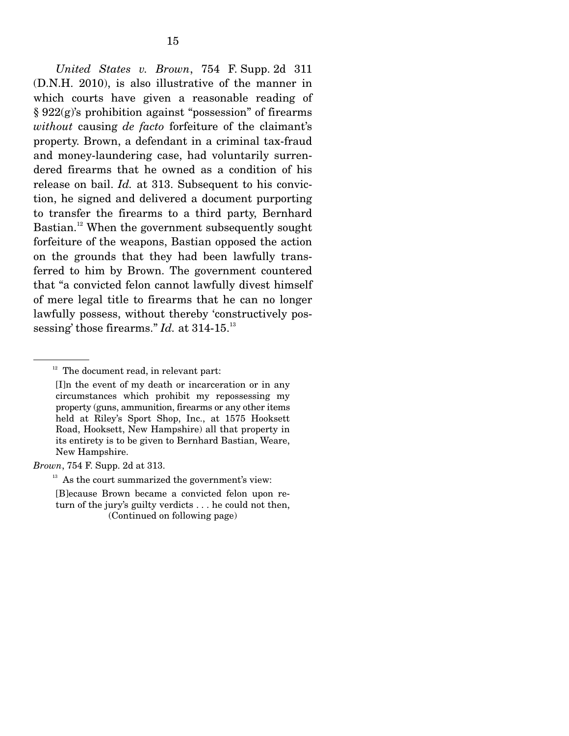*United States v. Brown*, 754 F. Supp. 2d 311 (D.N.H. 2010), is also illustrative of the manner in which courts have given a reasonable reading of § 922(g)'s prohibition against "possession" of firearms *without* causing *de facto* forfeiture of the claimant's property. Brown, a defendant in a criminal tax-fraud and money-laundering case, had voluntarily surrendered firearms that he owned as a condition of his release on bail. *Id.* at 313. Subsequent to his conviction, he signed and delivered a document purporting to transfer the firearms to a third party, Bernhard Bastian.[12] When the government subsequently sought forfeiture of the weapons, Bastian opposed the action on the grounds that they had been lawfully transferred to him by Brown. The government countered that "a convicted felon cannot lawfully divest himself of mere legal title to firearms that he can no longer lawfully possess, without thereby 'constructively possessing' those firearms." *Id.* at 314-15.[13]

---

[12] The document read, in relevant part:

> [I]n the event of my death or incarceration or in any circumstances which prohibit my repossessing my property (guns, ammunition, firearms or any other items held at Riley's Sport Shop, Inc., at 1575 Hooksett Road, Hooksett, New Hampshire) all that property in its entirety is to be given to Bernhard Bastian, Weare, New Hampshire.

*Brown*, 754 F. Supp. 2d at 313.

[13] As the court summarized the government's view:

> [B]ecause Brown became a convicted felon upon return of the jury's guilty verdicts . . . he could not then,

(Continued on following page)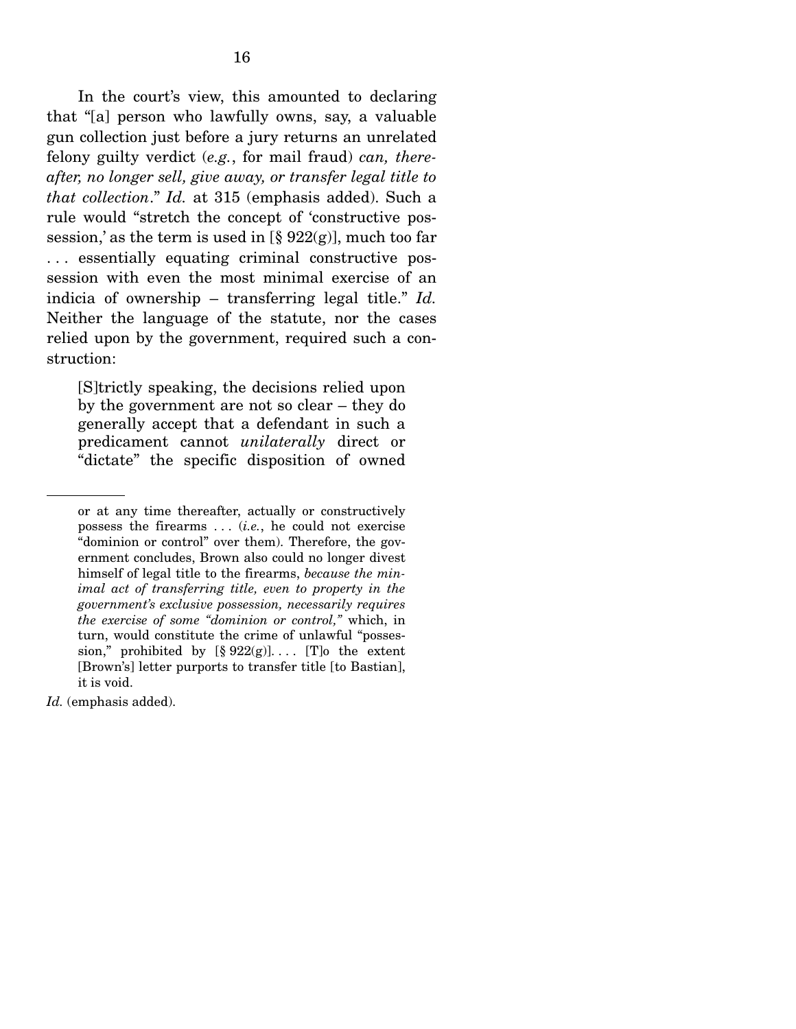In the court's view, this amounted to declaring that "[a] person who lawfully owns, say, a valuable gun collection just before a jury returns an unrelated felony guilty verdict (*e.g.*, for mail fraud) *can, thereafter, no longer sell, give away, or transfer legal title to that collection*." *Id.* at 315 (emphasis added). Such a rule would "stretch the concept of 'constructive possession,' as the term is used in [§ 922(g)], much too far . . . essentially equating criminal constructive possession with even the most minimal exercise of an indicia of ownership – transferring legal title." *Id.* Neither the language of the statute, nor the cases relied upon by the government, required such a construction:

> [S]trictly speaking, the decisions relied upon by the government are not so clear – they do generally accept that a defendant in such a predicament cannot *unilaterally* direct or "dictate" the specific disposition of owned

---

or at any time thereafter, actually or constructively possess the firearms . . . (*i.e.*, he could not exercise "dominion or control" over them). Therefore, the government concludes, Brown also could no longer divest himself of legal title to the firearms, *because the minimal act of transferring title, even to property in the government's exclusive possession, necessarily requires the exercise of some "dominion or control,"* which, in turn, would constitute the crime of unlawful "possession," prohibited by [§ 922(g)]. . . . [T]o the extent [Brown's] letter purports to transfer title [to Bastian], it is void.

*Id.* (emphasis added).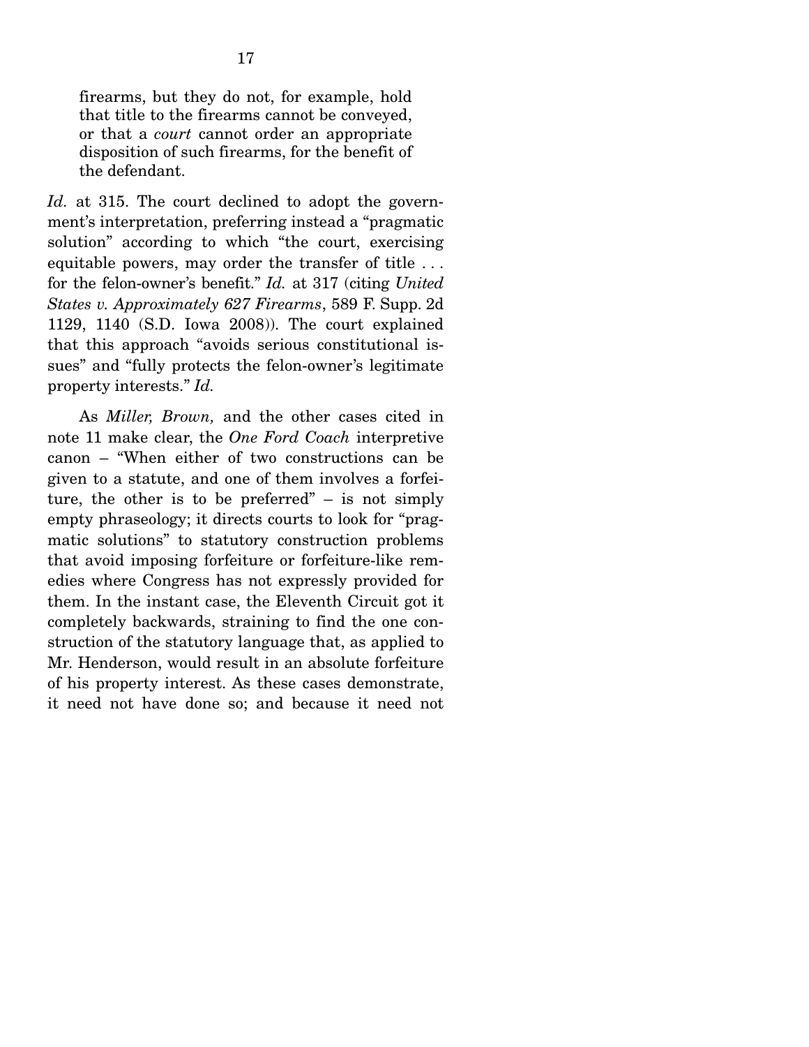> firearms, but they do not, for example, hold that title to the firearms cannot be conveyed, or that a *court* cannot order an appropriate disposition of such firearms, for the benefit of the defendant.

*Id.* at 315. The court declined to adopt the government's interpretation, preferring instead a "pragmatic solution" according to which "the court, exercising equitable powers, may order the transfer of title . . . for the felon-owner's benefit." *Id.* at 317 (citing *United States v. Approximately 627 Firearms*, 589 F. Supp. 2d 1129, 1140 (S.D. Iowa 2008)). The court explained that this approach "avoids serious constitutional issues" and "fully protects the felon-owner's legitimate property interests." *Id.*

As *Miller, Brown,* and the other cases cited in note 11 make clear, the *One Ford Coach* interpretive canon – "When either of two constructions can be given to a statute, and one of them involves a forfeiture, the other is to be preferred" – is not simply empty phraseology; it directs courts to look for "pragmatic solutions" to statutory construction problems that avoid imposing forfeiture or forfeiture-like remedies where Congress has not expressly provided for them. In the instant case, the Eleventh Circuit got it completely backwards, straining to find the one construction of the statutory language that, as applied to Mr. Henderson, would result in an absolute forfeiture of his property interest. As these cases demonstrate, it need not have done so; and because it need not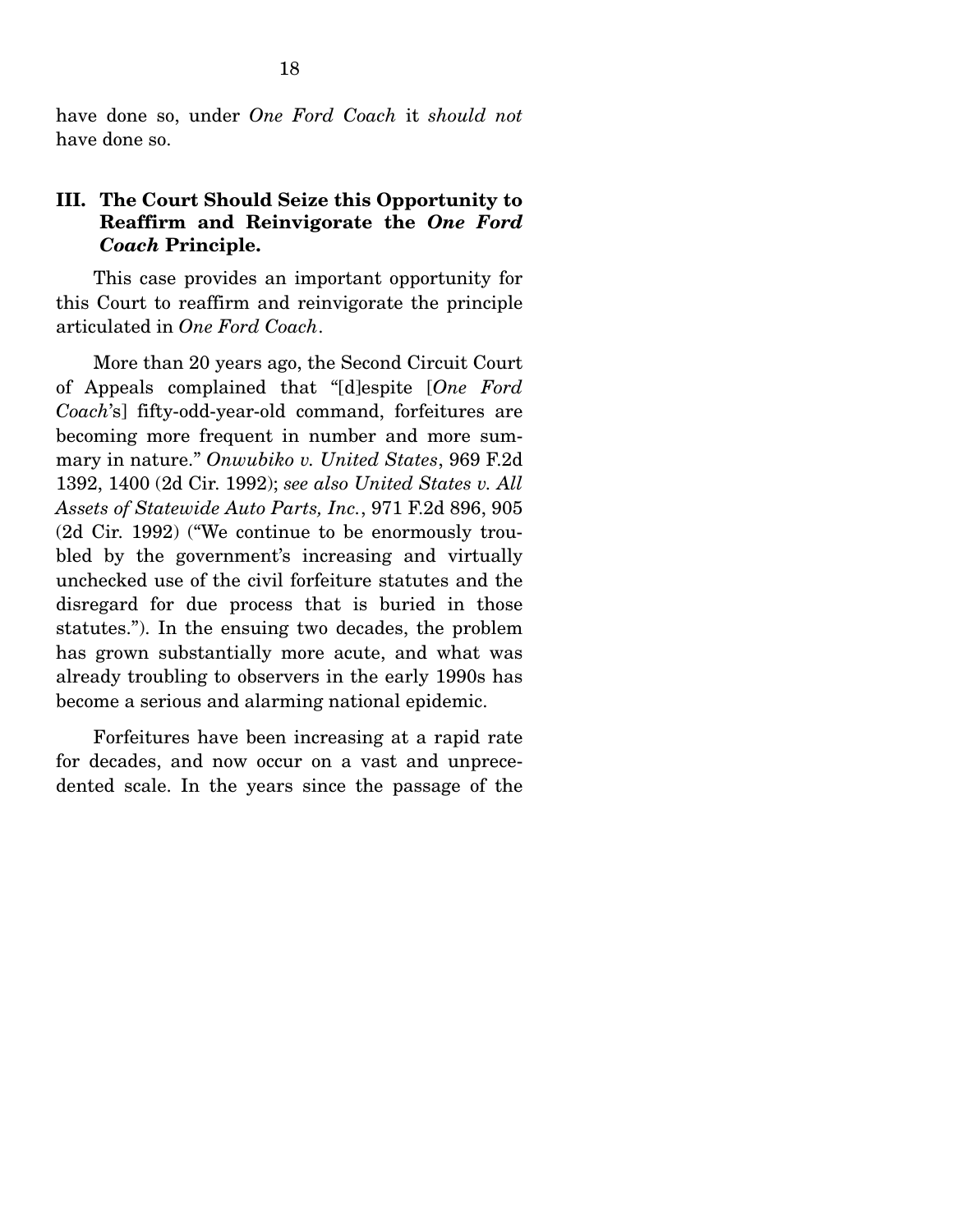have done so, under *One Ford Coach* it *should not* have done so.

## III. The Court Should Seize this Opportunity to Reaffirm and Reinvigorate the *One Ford Coach* Principle.

This case provides an important opportunity for this Court to reaffirm and reinvigorate the principle articulated in *One Ford Coach*.

More than 20 years ago, the Second Circuit Court of Appeals complained that "[d]espite [*One Ford Coach*'s] fifty-odd-year-old command, forfeitures are becoming more frequent in number and more summary in nature." *Onwubiko v. United States*, 969 F.2d 1392, 1400 (2d Cir. 1992); *see also United States v. All Assets of Statewide Auto Parts, Inc.*, 971 F.2d 896, 905 (2d Cir. 1992) ("We continue to be enormously troubled by the government's increasing and virtually unchecked use of the civil forfeiture statutes and the disregard for due process that is buried in those statutes."). In the ensuing two decades, the problem has grown substantially more acute, and what was already troubling to observers in the early 1990s has become a serious and alarming national epidemic.

Forfeitures have been increasing at a rapid rate for decades, and now occur on a vast and unprecedented scale. In the years since the passage of the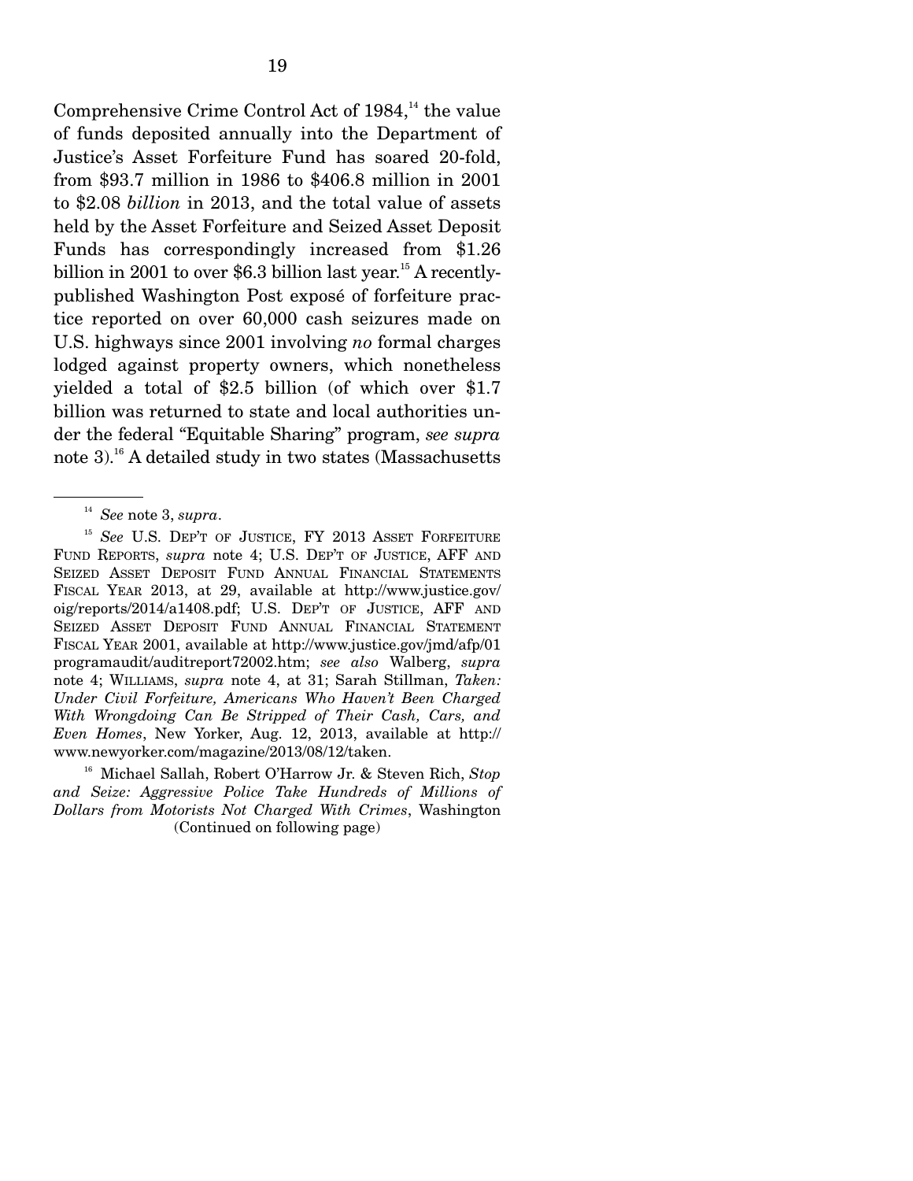Comprehensive Crime Control Act of 1984,[14] the value of funds deposited annually into the Department of Justice's Asset Forfeiture Fund has soared 20-fold, from $93.7 million in 1986 to $406.8 million in 2001 to $2.08 *billion* in 2013, and the total value of assets held by the Asset Forfeiture and Seized Asset Deposit Funds has correspondingly increased from $1.26 billion in 2001 to over $6.3 billion last year.[15] A recently-published Washington Post exposé of forfeiture practice reported on over 60,000 cash seizures made on U.S. highways since 2001 involving *no* formal charges lodged against property owners, which nonetheless yielded a total of $2.5 billion (of which over $1.7 billion was returned to state and local authorities under the federal "Equitable Sharing" program, *see supra* note 3).[16] A detailed study in two states (Massachusetts

---

[14] *See* note 3, *supra*.

[15] *See* U.S. DEP'T OF JUSTICE, FY 2013 ASSET FORFEITURE FUND REPORTS, *supra* note 4; U.S. DEP'T OF JUSTICE, AFF AND SEIZED ASSET DEPOSIT FUND ANNUAL FINANCIAL STATEMENTS FISCAL YEAR 2013, at 29, available at http://www.justice.gov/oig/reports/2014/a1408.pdf; U.S. DEP'T OF JUSTICE, AFF AND SEIZED ASSET DEPOSIT FUND ANNUAL FINANCIAL STATEMENT FISCAL YEAR 2001, available at http://www.justice.gov/jmd/afp/01programaudit/auditreport72002.htm; *see also* Walberg, *supra* note 4; WILLIAMS, *supra* note 4, at 31; Sarah Stillman, *Taken: Under Civil Forfeiture, Americans Who Haven't Been Charged With Wrongdoing Can Be Stripped of Their Cash, Cars, and Even Homes*, New Yorker, Aug. 12, 2013, available at http://www.newyorker.com/magazine/2013/08/12/taken.

[16] Michael Sallah, Robert O'Harrow Jr. & Steven Rich, *Stop and Seize: Aggressive Police Take Hundreds of Millions of Dollars from Motorists Not Charged With Crimes*, Washington

(Continued on following page)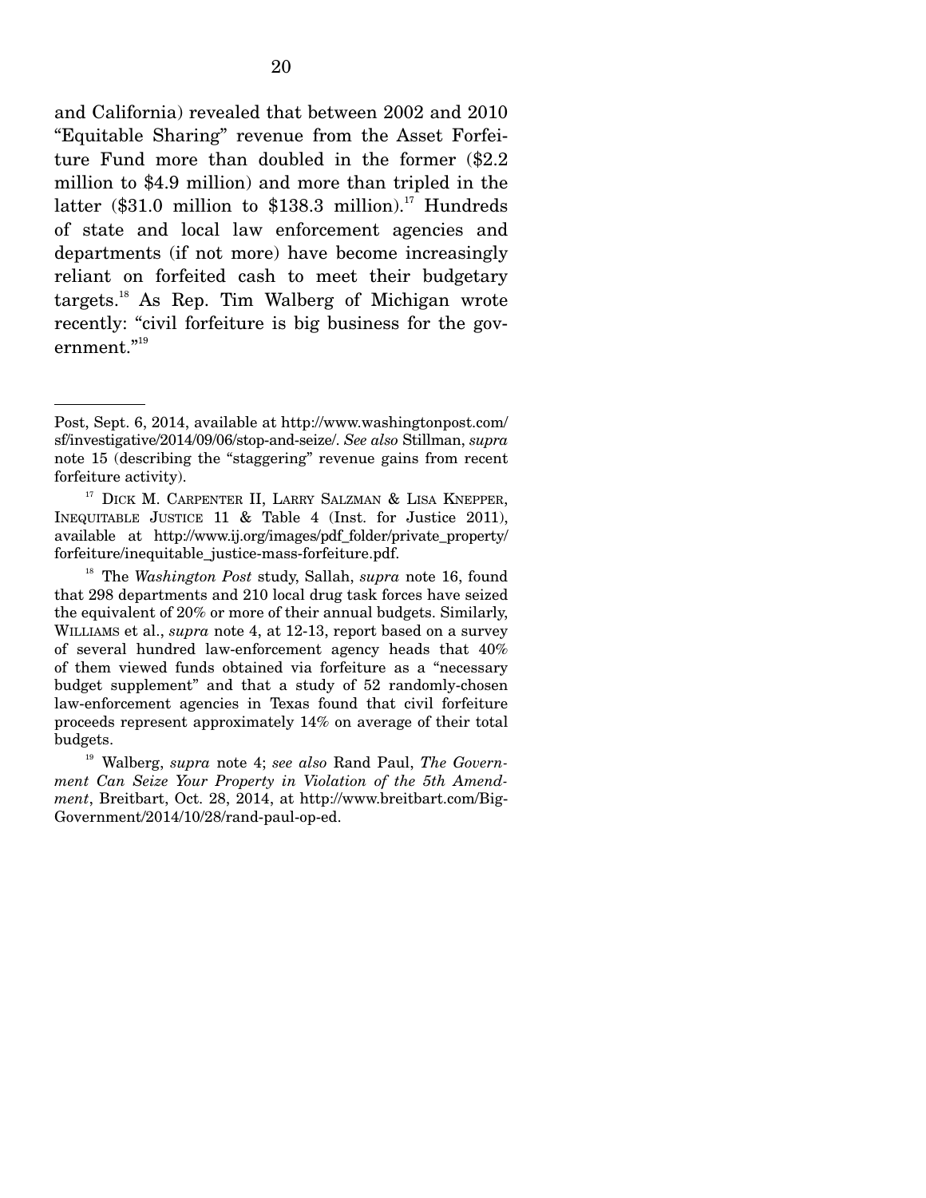and California) revealed that between 2002 and 2010 "Equitable Sharing" revenue from the Asset Forfeiture Fund more than doubled in the former ($2.2 million to $4.9 million) and more than tripled in the latter ($31.0 million to $138.3 million).[17] Hundreds of state and local law enforcement agencies and departments (if not more) have become increasingly reliant on forfeited cash to meet their budgetary targets.[18] As Rep. Tim Walberg of Michigan wrote recently: "civil forfeiture is big business for the government."[19]

---

Post, Sept. 6, 2014, available at http://www.washingtonpost.com/sf/investigative/2014/09/06/stop-and-seize/. *See also* Stillman, *supra* note 15 (describing the "staggering" revenue gains from recent forfeiture activity).

[17] DICK M. CARPENTER II, LARRY SALZMAN & LISA KNEPPER, INEQUITABLE JUSTICE 11 & Table 4 (Inst. for Justice 2011), available at http://www.ij.org/images/pdf_folder/private_property/forfeiture/inequitable_justice-mass-forfeiture.pdf.

[18] The *Washington Post* study, Sallah, *supra* note 16, found that 298 departments and 210 local drug task forces have seized the equivalent of 20% or more of their annual budgets. Similarly, WILLIAMS et al., *supra* note 4, at 12-13, report based on a survey of several hundred law-enforcement agency heads that 40% of them viewed funds obtained via forfeiture as a "necessary budget supplement" and that a study of 52 randomly-chosen law-enforcement agencies in Texas found that civil forfeiture proceeds represent approximately 14% on average of their total budgets.

[19] Walberg, *supra* note 4; *see also* Rand Paul, *The Government Can Seize Your Property in Violation of the 5th Amendment*, Breitbart, Oct. 28, 2014, at http://www.breitbart.com/Big-Government/2014/10/28/rand-paul-op-ed.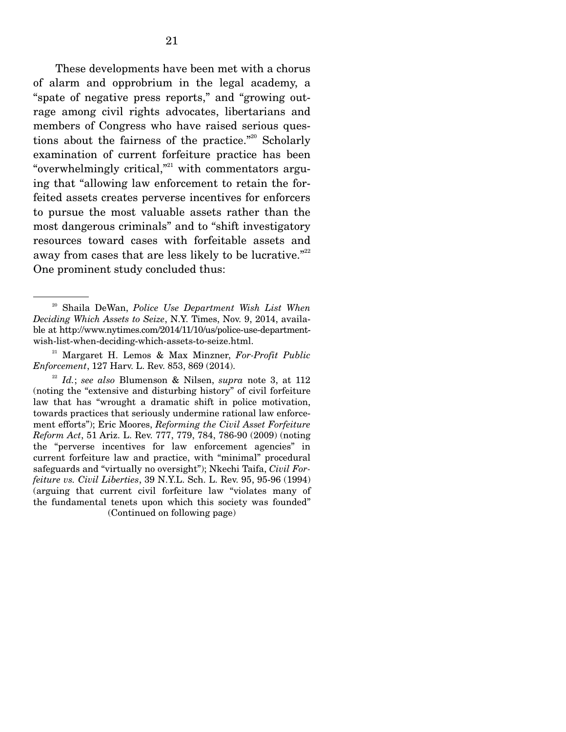These developments have been met with a chorus of alarm and opprobrium in the legal academy, a "spate of negative press reports," and "growing outrage among civil rights advocates, libertarians and members of Congress who have raised serious questions about the fairness of the practice."[20] Scholarly examination of current forfeiture practice has been "overwhelmingly critical,"[21] with commentators arguing that "allowing law enforcement to retain the forfeited assets creates perverse incentives for enforcers to pursue the most valuable assets rather than the most dangerous criminals" and to "shift investigatory resources toward cases with forfeitable assets and away from cases that are less likely to be lucrative."[22] One prominent study concluded thus:

---

[20] Shaila DeWan, *Police Use Department Wish List When Deciding Which Assets to Seize*, N.Y. Times, Nov. 9, 2014, available at http://www.nytimes.com/2014/11/10/us/police-use-department-wish-list-when-deciding-which-assets-to-seize.html.

[21] Margaret H. Lemos & Max Minzner, *For-Profit Public Enforcement*, 127 Harv. L. Rev. 853, 869 (2014).

[22] *Id.*; *see also* Blumenson & Nilsen, *supra* note 3, at 112 (noting the "extensive and disturbing history" of civil forfeiture law that has "wrought a dramatic shift in police motivation, towards practices that seriously undermine rational law enforcement efforts"); Eric Moores, *Reforming the Civil Asset Forfeiture Reform Act*, 51 Ariz. L. Rev. 777, 779, 784, 786-90 (2009) (noting the "perverse incentives for law enforcement agencies" in current forfeiture law and practice, with "minimal" procedural safeguards and "virtually no oversight"); Nkechi Taifa, *Civil Forfeiture vs. Civil Liberties*, 39 N.Y.L. Sch. L. Rev. 95, 95-96 (1994) (arguing that current civil forfeiture law "violates many of the fundamental tenets upon which this society was founded"

(Continued on following page)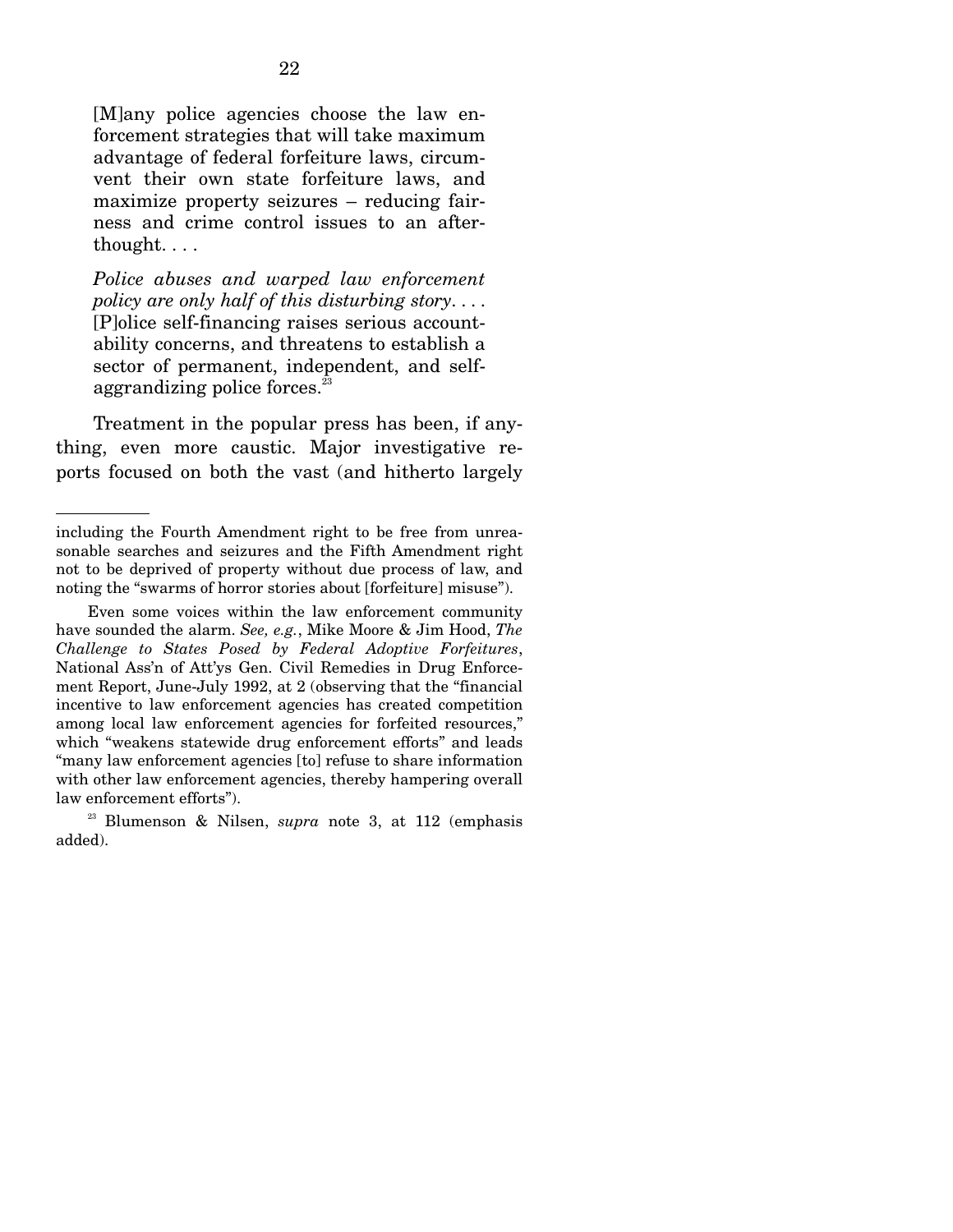> [M]any police agencies choose the law enforcement strategies that will take maximum advantage of federal forfeiture laws, circumvent their own state forfeiture laws, and maximize property seizures – reducing fairness and crime control issues to an afterthought. . . .
>
> *Police abuses and warped law enforcement policy are only half of this disturbing story*. . . . [P]olice self-financing raises serious accountability concerns, and threatens to establish a sector of permanent, independent, and self-aggrandizing police forces.[23]

Treatment in the popular press has been, if anything, even more caustic. Major investigative reports focused on both the vast (and hitherto largely

---

including the Fourth Amendment right to be free from unreasonable searches and seizures and the Fifth Amendment right not to be deprived of property without due process of law, and noting the "swarms of horror stories about [forfeiture] misuse").

Even some voices within the law enforcement community have sounded the alarm. *See, e.g.*, Mike Moore & Jim Hood, *The Challenge to States Posed by Federal Adoptive Forfeitures*, National Ass'n of Att'ys Gen. Civil Remedies in Drug Enforcement Report, June-July 1992, at 2 (observing that the "financial incentive to law enforcement agencies has created competition among local law enforcement agencies for forfeited resources," which "weakens statewide drug enforcement efforts" and leads "many law enforcement agencies [to] refuse to share information with other law enforcement agencies, thereby hampering overall law enforcement efforts").

[23] Blumenson & Nilsen, *supra* note 3, at 112 (emphasis added).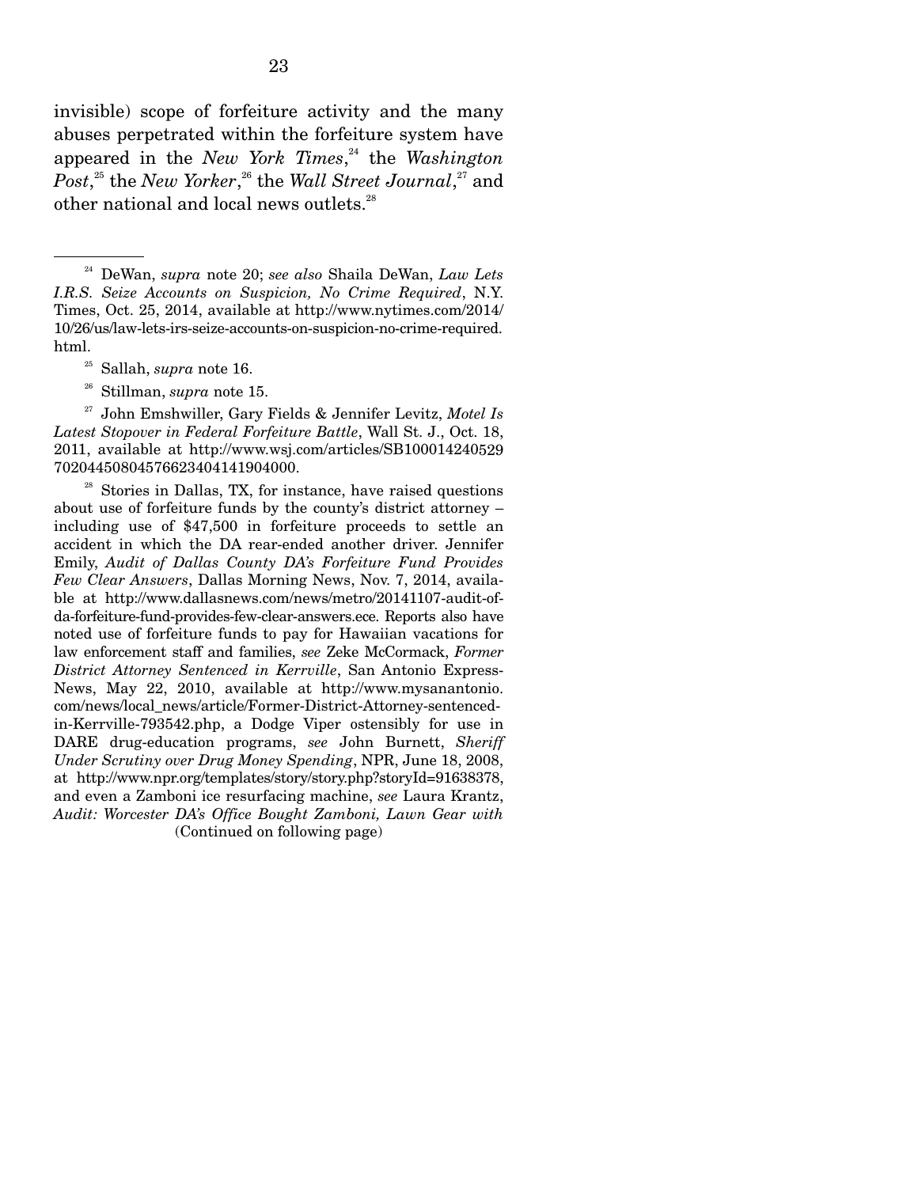invisible) scope of forfeiture activity and the many abuses perpetrated within the forfeiture system have appeared in the *New York Times*,[24] the *Washington Post*,[25] the *New Yorker*,[26] the *Wall Street Journal*,[27] and other national and local news outlets.[28]

---

[24] DeWan, *supra* note 20; *see also* Shaila DeWan, *Law Lets I.R.S. Seize Accounts on Suspicion, No Crime Required*, N.Y. Times, Oct. 25, 2014, available at http://www.nytimes.com/2014/10/26/us/law-lets-irs-seize-accounts-on-suspicion-no-crime-required.html.

[25] Sallah, *supra* note 16.

[26] Stillman, *supra* note 15.

[27] John Emshwiller, Gary Fields & Jennifer Levitz, *Motel Is Latest Stopover in Federal Forfeiture Battle*, Wall St. J., Oct. 18, 2011, available at http://www.wsj.com/articles/SB10001424052970204450804576623404141904000.

[28] Stories in Dallas, TX, for instance, have raised questions about use of forfeiture funds by the county's district attorney – including use of $47,500 in forfeiture proceeds to settle an accident in which the DA rear-ended another driver. Jennifer Emily, *Audit of Dallas County DA's Forfeiture Fund Provides Few Clear Answers*, Dallas Morning News, Nov. 7, 2014, available at http://www.dallasnews.com/news/metro/20141107-audit-of-da-forfeiture-fund-provides-few-clear-answers.ece. Reports also have noted use of forfeiture funds to pay for Hawaiian vacations for law enforcement staff and families, *see* Zeke McCormack, *Former District Attorney Sentenced in Kerrville*, San Antonio Express-News, May 22, 2010, available at http://www.mysanantonio.com/news/local_news/article/Former-District-Attorney-sentenced-in-Kerrville-793542.php, a Dodge Viper ostensibly for use in DARE drug-education programs, *see* John Burnett, *Sheriff Under Scrutiny over Drug Money Spending*, NPR, June 18, 2008, at http://www.npr.org/templates/story/story.php?storyId=91638378, and even a Zamboni ice resurfacing machine, *see* Laura Krantz, *Audit: Worcester DA's Office Bought Zamboni, Lawn Gear with*

(Continued on following page)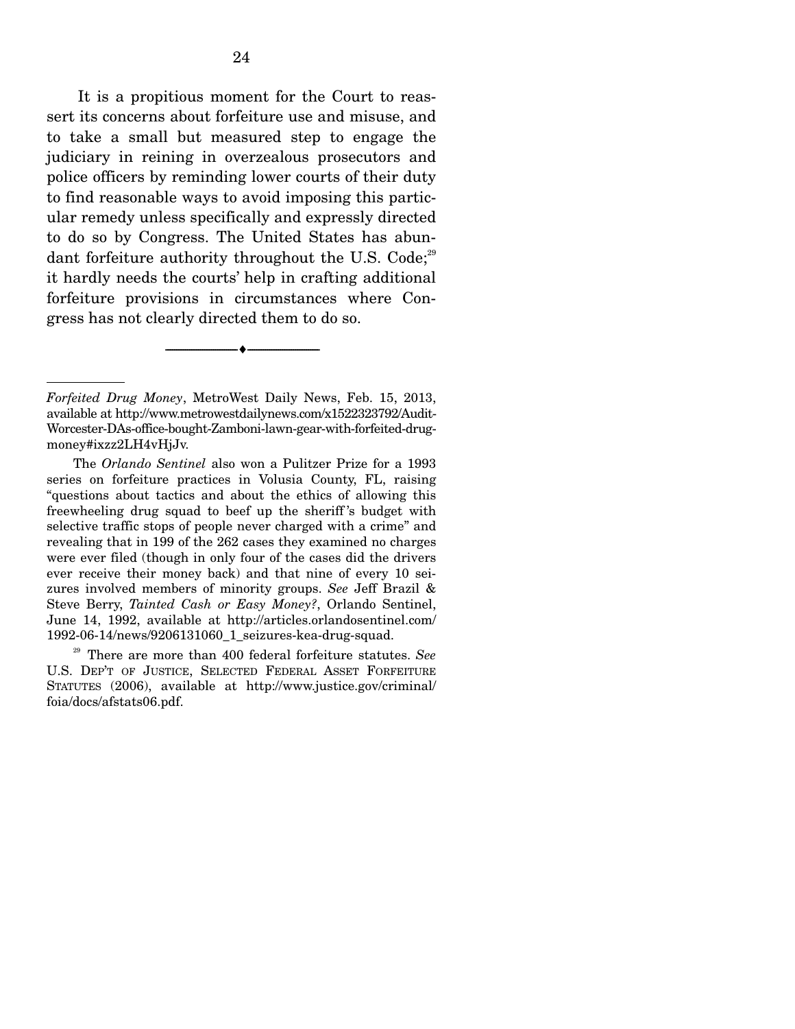It is a propitious moment for the Court to reassert its concerns about forfeiture use and misuse, and to take a small but measured step to engage the judiciary in reining in overzealous prosecutors and police officers by reminding lower courts of their duty to find reasonable ways to avoid imposing this particular remedy unless specifically and expressly directed to do so by Congress. The United States has abundant forfeiture authority throughout the U.S. Code;[29] it hardly needs the courts' help in crafting additional forfeiture provisions in circumstances where Congress has not clearly directed them to do so.

---

*Forfeited Drug Money*, MetroWest Daily News, Feb. 15, 2013, available at http://www.metrowestdailynews.com/x1522323792/Audit-Worcester-DAs-office-bought-Zamboni-lawn-gear-with-forfeited-drug-money#ixzz2LH4vHjJv.

The *Orlando Sentinel* also won a Pulitzer Prize for a 1993 series on forfeiture practices in Volusia County, FL, raising "questions about tactics and about the ethics of allowing this freewheeling drug squad to beef up the sheriff's budget with selective traffic stops of people never charged with a crime" and revealing that in 199 of the 262 cases they examined no charges were ever filed (though in only four of the cases did the drivers ever receive their money back) and that nine of every 10 seizures involved members of minority groups. *See* Jeff Brazil & Steve Berry, *Tainted Cash or Easy Money?*, Orlando Sentinel, June 14, 1992, available at http://articles.orlandosentinel.com/1992-06-14/news/9206131060_1_seizures-kea-drug-squad.

[29] There are more than 400 federal forfeiture statutes. *See* U.S. DEP'T OF JUSTICE, SELECTED FEDERAL ASSET FORFEITURE STATUTES (2006), available at http://www.justice.gov/criminal/foia/docs/afstats06.pdf.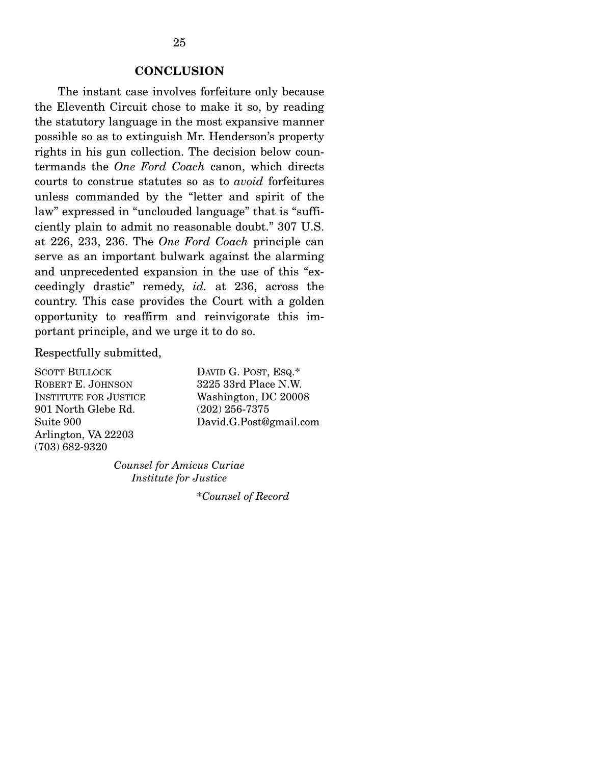## CONCLUSION

The instant case involves forfeiture only because the Eleventh Circuit chose to make it so, by reading the statutory language in the most expansive manner possible so as to extinguish Mr. Henderson's property rights in his gun collection. The decision below countermands the *One Ford Coach* canon, which directs courts to construe statutes so as to *avoid* forfeitures unless commanded by the "letter and spirit of the law" expressed in "unclouded language" that is "sufficiently plain to admit no reasonable doubt." 307 U.S. at 226, 233, 236. The *One Ford Coach* principle can serve as an important bulwark against the alarming and unprecedented expansion in the use of this "exceedingly drastic" remedy, *id.* at 236, across the country. This case provides the Court with a golden opportunity to reaffirm and reinvigorate this important principle, and we urge it to do so.

Respectfully submitted,

SCOTT BULLOCK
ROBERT E. JOHNSON
INSTITUTE FOR JUSTICE
901 North Glebe Rd.
Suite 900
Arlington, VA 22203
(703) 682-9320

DAVID G. POST, ESQ.*
3225 33rd Place N.W.
Washington, DC 20008
(202) 256-7375
David.G.Post@gmail.com

*Counsel for Amicus Curiae Institute for Justice*

**Counsel of Record*